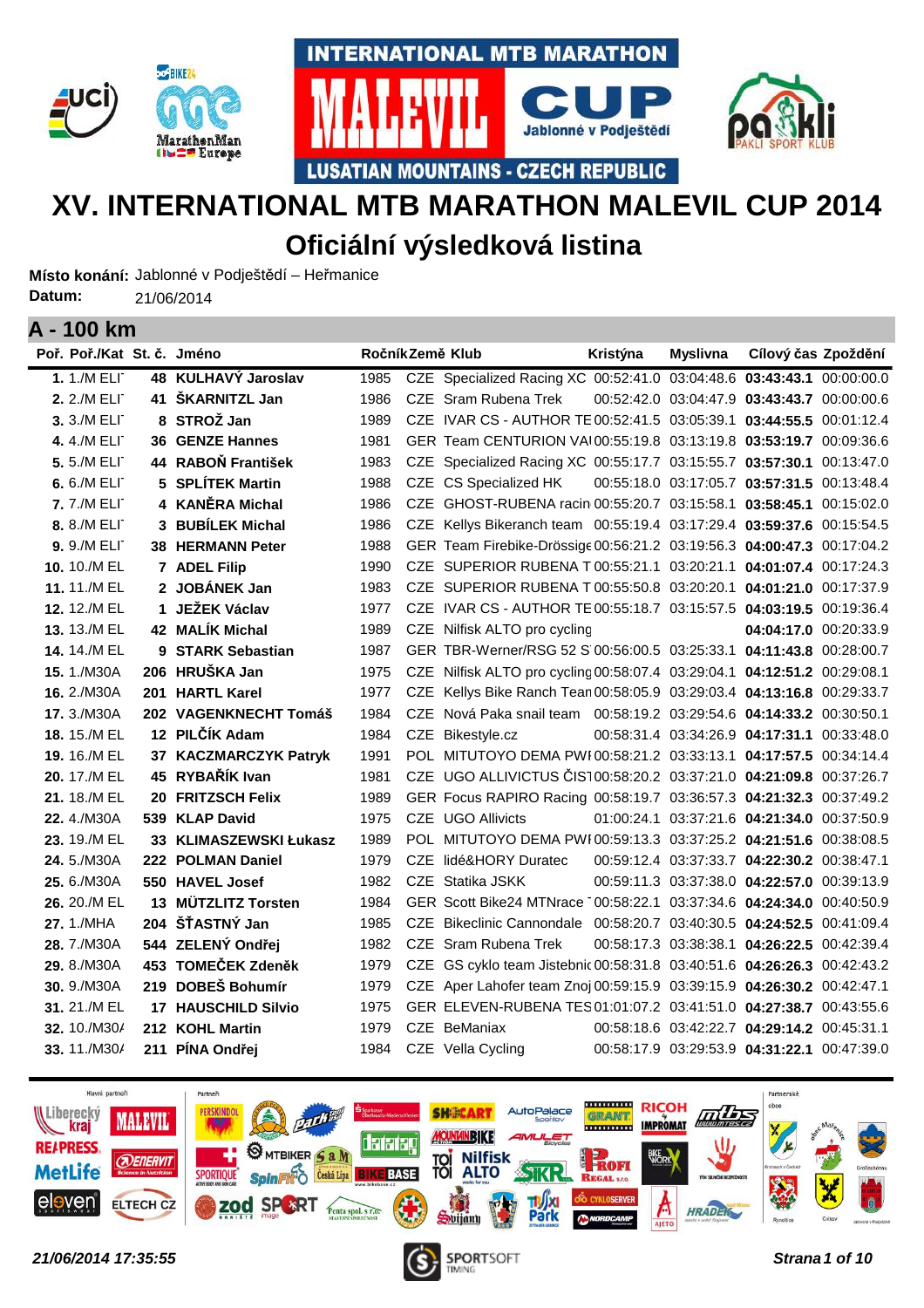# XV. INTERNATIONAL MTB MARATHON MALEVIL CUP 2014

## Oficiální výsledková listina

**Místo konání:** Jablonné v Podještědí – Heřmanice
**Datum:** 21/06/2014

### A - 100 km

| Poř. | Poř./Kat | St. č. | Jméno | Ročník | Země | Klub | Kristýna | Myslivna | Cílový čas | Zpoždění |
|---|---|---|---|---|---|---|---|---|---|---|
| **1.** | 1./M ELI | **48** | **KULHAVÝ Jaroslav** | 1985 | CZE | Specialized Racing XC | 00:52:41.0 | 03:04:48.6 | **03:43:43.1** | 00:00:00.0 |
| **2.** | 2./M ELI | **41** | **ŠKARNITZL Jan** | 1986 | CZE | Sram Rubena Trek | 00:52:42.0 | 03:04:47.9 | **03:43:43.7** | 00:00:00.6 |
| **3.** | 3./M ELI | **8** | **STROŽ Jan** | 1989 | CZE | IVAR CS - AUTHOR TE | 00:52:41.5 | 03:05:39.1 | **03:44:55.5** | 00:01:12.4 |
| **4.** | 4./M ELI | **36** | **GENZE Hannes** | 1981 | GER | Team CENTURION VAI | 00:55:19.8 | 03:13:19.8 | **03:53:19.7** | 00:09:36.6 |
| **5.** | 5./M ELI | **44** | **RABOŇ František** | 1983 | CZE | Specialized Racing XC | 00:55:17.7 | 03:15:55.7 | **03:57:30.1** | 00:13:47.0 |
| **6.** | 6./M ELI | **5** | **SPLÍTEK Martin** | 1988 | CZE | CS Specialized HK | 00:55:18.0 | 03:17:05.7 | **03:57:31.5** | 00:13:48.4 |
| **7.** | 7./M ELI | **4** | **KANĚRA Michal** | 1986 | CZE | GHOST-RUBENA racin | 00:55:20.7 | 03:15:58.1 | **03:58:45.1** | 00:15:02.0 |
| **8.** | 8./M ELI | **3** | **BUBÍLEK Michal** | 1986 | CZE | Kellys Bikeranch team | 00:55:19.4 | 03:17:29.4 | **03:59:37.6** | 00:15:54.5 |
| **9.** | 9./M ELI | **38** | **HERMANN Peter** | 1988 | GER | Team Firebike-Drössige | 00:56:21.2 | 03:19:56.3 | **04:00:47.3** | 00:17:04.2 |
| **10.** | 10./M EL | **7** | **ADEL Filip** | 1990 | CZE | SUPERIOR RUBENA T | 00:55:21.1 | 03:20:21.1 | **04:01:07.4** | 00:17:24.3 |
| **11.** | 11./M EL | **2** | **JOBÁNEK Jan** | 1983 | CZE | SUPERIOR RUBENA T | 00:55:50.8 | 03:20:20.1 | **04:01:21.0** | 00:17:37.9 |
| **12.** | 12./M EL | **1** | **JEŽEK Václav** | 1977 | CZE | IVAR CS - AUTHOR TE | 00:55:18.7 | 03:15:57.5 | **04:03:19.5** | 00:19:36.4 |
| **13.** | 13./M EL | **42** | **MALÍK Michal** | 1989 | CZE | Nilfisk ALTO pro cycling | | | **04:04:17.0** | 00:20:33.9 |
| **14.** | 14./M EL | **9** | **STARK Sebastian** | 1987 | GER | TBR-Werner/RSG 52 S | 00:56:00.5 | 03:25:33.1 | **04:11:43.8** | 00:28:00.7 |
| **15.** | 1./M30A | **206** | **HRUŠKA Jan** | 1975 | CZE | Nilfisk ALTO pro cycling | 00:58:07.4 | 03:29:04.1 | **04:12:51.2** | 00:29:08.1 |
| **16.** | 2./M30A | **201** | **HARTL Karel** | 1977 | CZE | Kellys Bike Ranch Tean | 00:58:05.9 | 03:29:03.4 | **04:13:16.8** | 00:29:33.7 |
| **17.** | 3./M30A | **202** | **VAGENKNECHT Tomáš** | 1984 | CZE | Nová Paka snail team | 00:58:19.2 | 03:29:54.6 | **04:14:33.2** | 00:30:50.1 |
| **18.** | 15./M EL | **12** | **PILČÍK Adam** | 1984 | CZE | Bikestyle.cz | 00:58:31.4 | 03:34:26.9 | **04:17:31.1** | 00:33:48.0 |
| **19.** | 16./M EL | **37** | **KACZMARCZYK Patryk** | 1991 | POL | MITUTOYO DEMA PWI | 00:58:21.2 | 03:33:13.1 | **04:17:57.5** | 00:34:14.4 |
| **20.** | 17./M EL | **45** | **RYBAŘÍK Ivan** | 1981 | CZE | UGO ALLIVICTUS ČIS1 | 00:58:20.2 | 03:37:21.0 | **04:21:09.8** | 00:37:26.7 |
| **21.** | 18./M EL | **20** | **FRITZSCH Felix** | 1989 | GER | Focus RAPIRO Racing | 00:58:19.7 | 03:36:57.3 | **04:21:32.3** | 00:37:49.2 |
| **22.** | 4./M30A | **539** | **KLAP David** | 1975 | CZE | UGO Allivicts | 01:00:24.1 | 03:37:21.6 | **04:21:34.0** | 00:37:50.9 |
| **23.** | 19./M EL | **33** | **KLIMASZEWSKI Łukasz** | 1989 | POL | MITUTOYO DEMA PWI | 00:59:13.3 | 03:37:25.2 | **04:21:51.6** | 00:38:08.5 |
| **24.** | 5./M30A | **222** | **POLMAN Daniel** | 1979 | CZE | lidé&HORY Duratec | 00:59:12.4 | 03:37:33.7 | **04:22:30.2** | 00:38:47.1 |
| **25.** | 6./M30A | **550** | **HAVEL Josef** | 1982 | CZE | Statika JSKK | 00:59:11.3 | 03:37:38.0 | **04:22:57.0** | 00:39:13.9 |
| **26.** | 20./M EL | **13** | **MÜTZLITZ Torsten** | 1984 | GER | Scott Bike24 MTNrace | 00:58:22.1 | 03:37:34.6 | **04:24:34.0** | 00:40:50.9 |
| **27.** | 1./MHA | **204** | **ŠŤASTNÝ Jan** | 1985 | CZE | Bikeclinic Cannondale | 00:58:20.7 | 03:40:30.5 | **04:24:52.5** | 00:41:09.4 |
| **28.** | 7./M30A | **544** | **ZELENÝ Ondřej** | 1982 | CZE | Sram Rubena Trek | 00:58:17.3 | 03:38:38.1 | **04:26:22.5** | 00:42:39.4 |
| **29.** | 8./M30A | **453** | **TOMEČEK Zdeněk** | 1979 | CZE | GS cyklo team Jistebnic | 00:58:31.8 | 03:40:51.6 | **04:26:26.3** | 00:42:43.2 |
| **30.** | 9./M30A | **219** | **DOBEŠ Bohumír** | 1979 | CZE | Aper Lahofer team Znoj | 00:59:15.9 | 03:39:15.9 | **04:26:30.2** | 00:42:47.1 |
| **31.** | 21./M EL | **17** | **HAUSCHILD Silvio** | 1975 | GER | ELEVEN-RUBENA TES | 01:01:07.2 | 03:41:51.0 | **04:27:38.7** | 00:43:55.6 |
| **32.** | 10./M30/ | **212** | **KOHL Martin** | 1979 | CZE | BeManiax | 00:58:18.6 | 03:42:22.7 | **04:29:14.2** | 00:45:31.1 |
| **33.** | 11./M30/ | **211** | **PÍNA Ondřej** | 1984 | CZE | Vella Cycling | 00:58:17.9 | 03:29:53.9 | **04:31:22.1** | 00:47:39.0 |

*21/06/2014 17:35:55*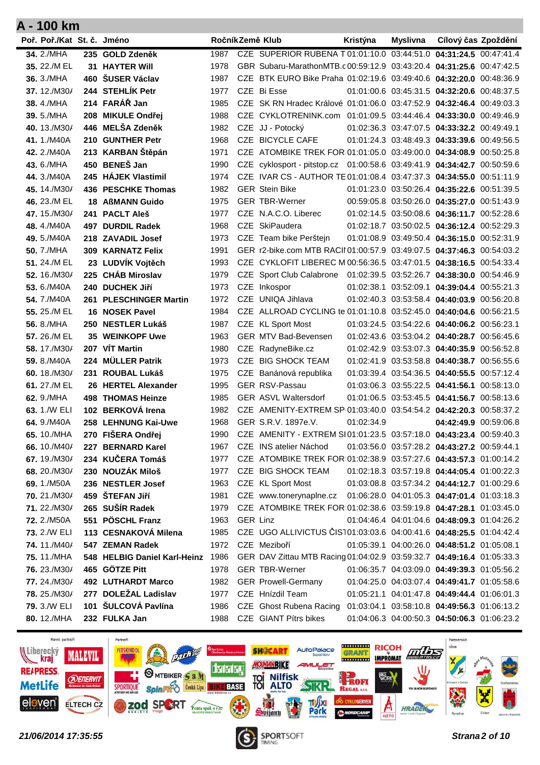## A - 100 km

| Poř. | Poř./Kat | St. č. | Jméno | Ročník | Země | Klub | Kristýna | Myslivna | Cílový čas | Zpoždění |
|---|---|---|---|---|---|---|---|---|---|---|
| **34.** | 2./MHA | **235** | **GOLD Zdeněk** | 1987 | CZE | SUPERIOR RUBENA T | 01:01:10.0 | 03:44:51.0 | **04:31:24.5** | 00:47:41.4 |
| **35.** | 22./M EL | **31** | **HAYTER Will** | 1978 | GBR | Subaru-MarathonMTB.c | 00:59:12.9 | 03:43:20.4 | **04:31:25.6** | 00:47:42.5 |
| **36.** | 3./MHA | **460** | **ŠUSER Václav** | 1987 | CZE | BTK EURO Bike Praha | 01:02:19.6 | 03:49:40.6 | **04:32:20.0** | 00:48:36.9 |
| **37.** | 12./M30/ | **244** | **STEHLÍK Petr** | 1977 | CZE | Bi Esse | 01:01:00.6 | 03:45:31.5 | **04:32:20.6** | 00:48:37.5 |
| **38.** | 4./MHA | **214** | **FARÁŘ Jan** | 1985 | CZE | SK RN Hradec Králové | 01:01:06.0 | 03:47:52.9 | **04:32:46.4** | 00:49:03.3 |
| **39.** | 5./MHA | **208** | **MIKULE Ondřej** | 1988 | CZE | CYKLOTRENINK.com | 01:01:09.5 | 03:44:46.4 | **04:33:30.0** | 00:49:46.9 |
| **40.** | 13./M30/ | **446** | **MELŠA Zdeněk** | 1982 | CZE | JJ - Potocký | 01:02:36.3 | 03:47:07.5 | **04:33:32.2** | 00:49:49.1 |
| **41.** | 1./M40A | **210** | **GUNTHER Petr** | 1968 | CZE | BICYCLE CAFE | 01:01:24.3 | 03:48:49.3 | **04:33:39.6** | 00:49:56.5 |
| **42.** | 2./M40A | **213** | **KARBAN Štěpán** | 1971 | CZE | ATOMBIKE TREK FOR | 01:01:05.0 | 03:49:00.0 | **04:34:08.9** | 00:50:25.8 |
| **43.** | 6./MHA | **450** | **BENEŠ Jan** | 1990 | CZE | cyklosport - pitstop.cz | 01:00:58.6 | 03:49:41.9 | **04:34:42.7** | 00:50:59.6 |
| **44.** | 3./M40A | **245** | **HÁJEK Vlastimil** | 1974 | CZE | IVAR CS - AUTHOR TE | 01:01:08.4 | 03:47:37.3 | **04:34:55.0** | 00:51:11.9 |
| **45.** | 14./M30/ | **436** | **PESCHKE Thomas** | 1982 | GER | Stein Bike | 01:01:23.0 | 03:50:26.4 | **04:35:22.6** | 00:51:39.5 |
| **46.** | 23./M EL | **18** | **AßMANN Guido** | 1975 | GER | TBR-Werner | 00:59:05.8 | 03:50:26.0 | **04:35:27.0** | 00:51:43.9 |
| **47.** | 15./M30/ | **241** | **PACLT Aleš** | 1977 | CZE | N.A.C.O. Liberec | 01:02:14.5 | 03:50:08.6 | **04:36:11.7** | 00:52:28.6 |
| **48.** | 4./M40A | **497** | **DURDIL Radek** | 1968 | CZE | SkiPaudera | 01:02:18.7 | 03:50:02.5 | **04:36:12.4** | 00:52:29.3 |
| **49.** | 5./M40A | **218** | **ZAVADIL Josef** | 1973 | CZE | Team bike Perštejn | 01:01:08.9 | 03:49:50.4 | **04:36:15.0** | 00:52:31.9 |
| **50.** | 7./MHA | **309** | **KARNATZ Felix** | 1991 | GER | r2-bike.com MTB RACII | 01:00:57.9 | 03:49:07.5 | **04:37:46.3** | 00:54:03.2 |
| **51.** | 24./M EL | **23** | **LUDVÍK Vojtěch** | 1993 | CZE | CYKLOFIT LIBEREC M | 00:56:36.5 | 03:47:01.5 | **04:38:16.5** | 00:54:33.4 |
| **52.** | 16./M30/ | **225** | **CHÁB Miroslav** | 1979 | CZE | Sport Club Calabrone | 01:02:39.5 | 03:52:26.7 | **04:38:30.0** | 00:54:46.9 |
| **53.** | 6./M40A | **240** | **DUCHEK Jiří** | 1973 | CZE | Inkospor | 01:02:38.1 | 03:52:09.1 | **04:39:04.4** | 00:55:21.3 |
| **54.** | 7./M40A | **261** | **PLESCHINGER Martin** | 1972 | CZE | UNIQA Jihlava | 01:02:40.3 | 03:53:58.4 | **04:40:03.9** | 00:56:20.8 |
| **55.** | 25./M EL | **16** | **NOSEK Pavel** | 1984 | CZE | ALLROAD CYCLING te | 01:01:10.8 | 03:52:45.0 | **04:40:04.6** | 00:56:21.5 |
| **56.** | 8./MHA | **250** | **NESTLER Lukáš** | 1987 | CZE | KL Sport Most | 01:03:24.5 | 03:54:22.6 | **04:40:06.2** | 00:56:23.1 |
| **57.** | 26./M EL | **35** | **WEINKOPF Uwe** | 1963 | GER | MTV Bad-Bevensen | 01:02:43.6 | 03:53:04.2 | **04:40:28.7** | 00:56:45.6 |
| **58.** | 17./M30/ | **207** | **VÍT Martin** | 1980 | CZE | RadyneBike.cz | 01:02:42.9 | 03:53:07.3 | **04:40:35.9** | 00:56:52.8 |
| **59.** | 8./M40A | **224** | **MÜLLER Patrik** | 1973 | CZE | BIG SHOCK TEAM | 01:02:41.9 | 03:53:58.8 | **04:40:38.7** | 00:56:55.6 |
| **60.** | 18./M30/ | **231** | **ROUBAL Lukáš** | 1975 | CZE | Banánová republika | 01:03:39.4 | 03:54:36.5 | **04:40:55.5** | 00:57:12.4 |
| **61.** | 27./M EL | **26** | **HERTEL Alexander** | 1995 | GER | RSV-Passau | 01:03:06.3 | 03:55:22.5 | **04:41:56.1** | 00:58:13.0 |
| **62.** | 9./MHA | **498** | **THOMAS Heinze** | 1985 | GER | ASVL Waltersdorf | 01:01:06.5 | 03:53:45.5 | **04:41:56.7** | 00:58:13.6 |
| **63.** | 1./W ELI | **102** | **BERKOVÁ Irena** | 1982 | CZE | AMENITY-EXTREM SP | 01:03:40.0 | 03:54:54.2 | **04:42:20.3** | 00:58:37.2 |
| **64.** | 9./M40A | **258** | **LEHNUNG Kai-Uwe** | 1968 | GER | S.R.V. 1897e.V. | 01:02:34.9 | | **04:42:49.9** | 00:59:06.8 |
| **65.** | 10./MHA | **270** | **FIŠERA Ondřej** | 1990 | CZE | AMENITY - EXTREM SI | 01:01:23.5 | 03:57:18.0 | **04:43:23.4** | 00:59:40.3 |
| **66.** | 10./M40/ | **227** | **BERNARD Karel** | 1967 | CZE | INS atelier Náchod | 01:03:56.0 | 03:57:28.2 | **04:43:27.2** | 00:59:44.1 |
| **67.** | 19./M30/ | **234** | **KUČERA Tomáš** | 1977 | CZE | ATOMBIKE TREK FOR | 01:02:38.9 | 03:57:27.6 | **04:43:57.3** | 01:00:14.2 |
| **68.** | 20./M30/ | **230** | **NOUZÁK Miloš** | 1977 | CZE | BIG SHOCK TEAM | 01:02:18.3 | 03:57:19.8 | **04:44:05.4** | 01:00:22.3 |
| **69.** | 1./M50A | **236** | **NESTLER Josef** | 1963 | CZE | KL Sport Most | 01:03:08.8 | 03:57:34.2 | **04:44:12.7** | 01:00:29.6 |
| **70.** | 21./M30/ | **459** | **ŠTEFAN Jiří** | 1981 | CZE | www.tonerynaplne.cz | 01:06:28.0 | 04:01:05.3 | **04:47:01.4** | 01:03:18.3 |
| **71.** | 22./M30/ | **265** | **SUŠÍR Radek** | 1979 | CZE | ATOMBIKE TREK FOR | 01:02:38.6 | 03:59:19.8 | **04:47:28.1** | 01:03:45.0 |
| **72.** | 2./M50A | **551** | **PÖSCHL Franz** | 1963 | GER | Linz | 01:04:46.4 | 04:01:04.6 | **04:48:09.3** | 01:04:26.2 |
| **73.** | 2./W ELI | **113** | **CESNAKOVÁ Milena** | 1985 | CZE | UGO ALLIVICTUS ČIS1 | 01:03:03.6 | 04:00:41.6 | **04:48:25.5** | 01:04:42.4 |
| **74.** | 11./M40/ | **547** | **ZEMAN Radek** | 1972 | CZE | Meziboří | 01:05:39.1 | 04:00:26.0 | **04:48:51.2** | 01:05:08.1 |
| **75.** | 11./MHA | **548** | **HELBIG Daniel Karl-Heinz** | 1986 | GER | DAV Zittau MTB Racing | 01:04:02.9 | 03:59:32.7 | **04:49:16.4** | 01:05:33.3 |
| **76.** | 23./M30/ | **465** | **GÖTZE Pitt** | 1978 | GER | TBR-Werner | 01:06:35.7 | 04:03:09.0 | **04:49:39.3** | 01:05:56.2 |
| **77.** | 24./M30/ | **492** | **LUTHARDT Marco** | 1982 | GER | Prowell-Germany | 01:04:25.0 | 04:03:07.4 | **04:49:41.7** | 01:05:58.6 |
| **78.** | 25./M30/ | **277** | **DOLEŽAL Ladislav** | 1977 | CZE | Hnízdil Team | 01:05:21.1 | 04:01:47.8 | **04:49:44.4** | 01:06:01.3 |
| **79.** | 3./W ELI | **101** | **ŠULCOVÁ Pavlína** | 1986 | CZE | Ghost Rubena Racing | 01:03:04.1 | 03:58:10.8 | **04:49:56.3** | 01:06:13.2 |
| **80.** | 12./MHA | **232** | **FULKA Jan** | 1988 | CZE | GIANT Pítrs bikes | 01:04:06.3 | 04:00:50.3 | **04:50:06.3** | 01:06:23.2 |

*21/06/2014 17:35:55*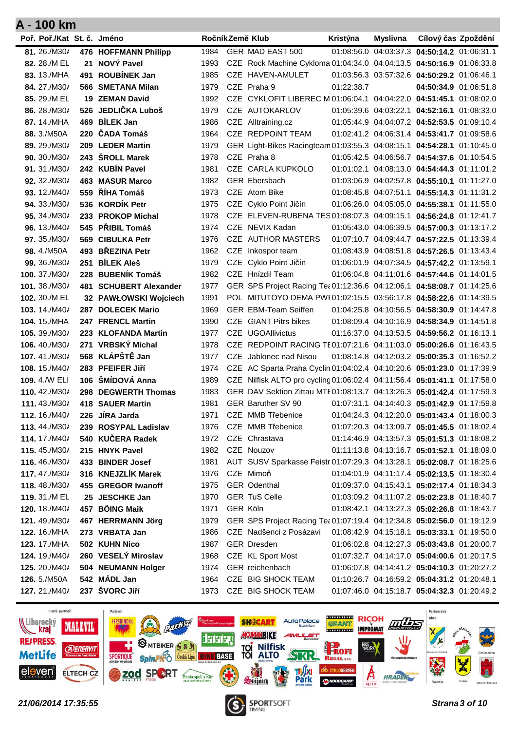## A - 100 km

| Poř. | Poř./Kat | St. č. | Jméno | Ročník | Země | Klub | Kristýna | Myslivna | Cílový čas | Zpoždění |
|---|---|---|---|---|---|---|---|---|---|---|
| **81.** | 26./M30/ | **476** | **HOFFMANN Philipp** | 1984 | GER | MAD EAST 500 | 01:08:56.0 | 04:03:37.3 | **04:50:14.2** | 01:06:31.1 |
| **82.** | 28./M EL | **21** | **NOVÝ Pavel** | 1993 | CZE | Rock Machine Cykloma | 01:04:34.0 | 04:04:13.5 | **04:50:16.9** | 01:06:33.8 |
| **83.** | 13./MHA | **491** | **ROUBÍNEK Jan** | 1985 | CZE | HAVEN-AMULET | 01:03:56.3 | 03:57:32.6 | **04:50:29.2** | 01:06:46.1 |
| **84.** | 27./M30/ | **566** | **SMETANA Milan** | 1979 | CZE | Praha 9 | 01:22:38.7 | | **04:50:34.9** | 01:06:51.8 |
| **85.** | 29./M EL | **19** | **ZEMAN David** | 1992 | CZE | CYKLOFIT LIBEREC M | 01:06:04.1 | 04:04:22.0 | **04:51:45.1** | 01:08:02.0 |
| **86.** | 28./M30/ | **526** | **JEDLIČKA Luboš** | 1979 | CZE | AUTOKARLOV | 01:05:39.6 | 04:03:22.1 | **04:52:16.1** | 01:08:33.0 |
| **87.** | 14./MHA | **469** | **BÍLEK Jan** | 1986 | CZE | Alltraining.cz | 01:05:44.9 | 04:04:07.2 | **04:52:53.5** | 01:09:10.4 |
| **88.** | 3./M50A | **220** | **ČADA Tomáš** | 1964 | CZE | REDPOiNT TEAM | 01:02:41.2 | 04:06:31.4 | **04:53:41.7** | 01:09:58.6 |
| **89.** | 29./M30/ | **209** | **LEDER Martin** | 1979 | GER | Light-Bikes Racingteam | 01:03:55.3 | 04:08:15.1 | **04:54:28.1** | 01:10:45.0 |
| **90.** | 30./M30/ | **243** | **ŠROLL Marek** | 1978 | CZE | Praha 8 | 01:05:42.5 | 04:06:56.7 | **04:54:37.6** | 01:10:54.5 |
| **91.** | 31./M30/ | **242** | **KUBÍN Pavel** | 1981 | CZE | CARLA KUPKOLO | 01:01:02.1 | 04:08:13.0 | **04:54:44.3** | 01:11:01.2 |
| **92.** | 32./M30/ | **463** | **MASUR Marco** | 1982 | GER | Ebersbach | 01:03:06.9 | 04:02:57.8 | **04:55:10.1** | 01:11:27.0 |
| **93.** | 12./M40/ | **559** | **ŘÍHA Tomáš** | 1973 | CZE | Atom Bike | 01:08:45.8 | 04:07:51.1 | **04:55:14.3** | 01:11:31.2 |
| **94.** | 33./M30/ | **536** | **KORDÍK Petr** | 1975 | CZE | Cyklo Point Jičín | 01:06:26.0 | 04:05:05.0 | **04:55:38.1** | 01:11:55.0 |
| **95.** | 34./M30/ | **233** | **PROKOP Michal** | 1978 | CZE | ELEVEN-RUBENA TES | 01:08:07.3 | 04:09:15.1 | **04:56:24.8** | 01:12:41.7 |
| **96.** | 13./M40/ | **545** | **PŘIBIL Tomáš** | 1974 | CZE | NEVIX Kadan | 01:05:43.0 | 04:06:39.5 | **04:57:00.3** | 01:13:17.2 |
| **97.** | 35./M30/ | **569** | **CIBULKA Petr** | 1976 | CZE | AUTHOR MASTERS | 01:07:10.7 | 04:09:44.7 | **04:57:22.5** | 01:13:39.4 |
| **98.** | 4./M50A | **493** | **BŘEZINA Petr** | 1962 | CZE | Inkospor team | 01:08:43.9 | 04:08:51.8 | **04:57:26.5** | 01:13:43.4 |
| **99.** | 36./M30/ | **251** | **BÍLEK Aleš** | 1979 | CZE | Cyklo Point Jičín | 01:06:01.9 | 04:07:34.5 | **04:57:42.2** | 01:13:59.1 |
| **100.** | 37./M30/ | **228** | **BUBENÍK Tomáš** | 1982 | CZE | Hnízdil Team | 01:06:04.8 | 04:11:01.6 | **04:57:44.6** | 01:14:01.5 |
| **101.** | 38./M30/ | **481** | **SCHUBERT Alexander** | 1977 | GER | SPS Project Racing Tea | 01:12:36.6 | 04:12:06.1 | **04:58:08.7** | 01:14:25.6 |
| **102.** | 30./M EL | **32** | **PAWŁOWSKI Wojciech** | 1991 | POL | MITUTOYO DEMA PWI | 01:02:15.5 | 03:56:17.8 | **04:58:22.6** | 01:14:39.5 |
| **103.** | 14./M40/ | **287** | **DOLECEK Mario** | 1969 | GER | EBM-Team Seiffen | 01:04:25.8 | 04:10:56.5 | **04:58:30.9** | 01:14:47.8 |
| **104.** | 15./MHA | **247** | **FRENCL Martin** | 1990 | CZE | GIANT Pitrs bikes | 01:08:09.4 | 04:10:16.9 | **04:58:34.9** | 01:14:51.8 |
| **105.** | 39./M30/ | **223** | **KLOFANDA Martin** | 1977 | CZE | UGOAllivictus | 01:16:37.0 | 04:13:53.5 | **04:59:56.2** | 01:16:13.1 |
| **106.** | 40./M30/ | **271** | **VRBSKÝ Michal** | 1978 | CZE | REDPOINT RACING TE | 01:07:21.6 | 04:11:03.0 | **05:00:26.6** | 01:16:43.5 |
| **107.** | 41./M30/ | **568** | **KLÁPŠTĚ Jan** | 1977 | CZE | Jablonec nad Nisou | 01:08:14.8 | 04:12:03.2 | **05:00:35.3** | 01:16:52.2 |
| **108.** | 15./M40/ | **283** | **PFEIFER Jiří** | 1974 | CZE | AC Sparta Praha Cyclin | 01:04:02.4 | 04:10:20.6 | **05:01:23.0** | 01:17:39.9 |
| **109.** | 4./W ELI | **106** | **ŠMÍDOVÁ Anna** | 1989 | CZE | Nilfisk ALTO pro cycling | 01:06:02.4 | 04:11:56.4 | **05:01:41.1** | 01:17:58.0 |
| **110.** | 42./M30/ | **298** | **DEGWERTH Thomas** | 1983 | GER | DAV Sektion Zittau MTE | 01:08:13.7 | 04:13:26.3 | **05:01:42.4** | 01:17:59.3 |
| **111.** | 43./M30/ | **418** | **SAUER Martin** | 1981 | GER | Baruther SV 90 | 01:07:31.1 | 04:14:40.3 | **05:01:42.9** | 01:17:59.8 |
| **112.** | 16./M40/ | **226** | **JÍRA Jarda** | 1971 | CZE | MMB Třebenice | 01:04:24.3 | 04:12:20.0 | **05:01:43.4** | 01:18:00.3 |
| **113.** | 44./M30/ | **239** | **ROSYPAL Ladislav** | 1976 | CZE | MMB Třebenice | 01:07:20.3 | 04:13:09.7 | **05:01:45.5** | 01:18:02.4 |
| **114.** | 17./M40/ | **540** | **KUČERA Radek** | 1972 | CZE | Chrastava | 01:14:46.9 | 04:13:57.3 | **05:01:51.3** | 01:18:08.2 |
| **115.** | 45./M30/ | **215** | **HNYK Pavel** | 1982 | CZE | Nouzov | 01:11:13.8 | 04:13:16.7 | **05:01:52.1** | 01:18:09.0 |
| **116.** | 46./M30/ | **433** | **BINDER Josef** | 1981 | AUT | SUSV Sparkasse Feistr | 01:07:29.3 | 04:13:28.1 | **05:02:08.7** | 01:18:25.6 |
| **117.** | 47./M30/ | **316** | **KNEJZLÍK Marek** | 1976 | CZE | Mimoň | 01:04:01.9 | 04:11:17.4 | **05:02:13.5** | 01:18:30.4 |
| **118.** | 48./M30/ | **455** | **GREGOR Iwanoff** | 1975 | GER | Odenthal | 01:09:37.0 | 04:15:43.1 | **05:02:17.4** | 01:18:34.3 |
| **119.** | 31./M EL | **25** | **JESCHKE Jan** | 1970 | GER | TuS Celle | 01:03:09.2 | 04:11:07.2 | **05:02:23.8** | 01:18:40.7 |
| **120.** | 18./M40/ | **457** | **BÖING Maik** | 1971 | GER | Köln | 01:08:42.1 | 04:13:27.3 | **05:02:26.8** | 01:18:43.7 |
| **121.** | 49./M30/ | **467** | **HERRMANN Jörg** | 1979 | GER | SPS Project Racing Tea | 01:07:19.4 | 04:12:34.8 | **05:02:56.0** | 01:19:12.9 |
| **122.** | 16./MHA | **273** | **VRBATA Jan** | 1986 | CZE | Nadšenci z Posázaví | 01:08:42.9 | 04:15:18.1 | **05:03:33.1** | 01:19:50.0 |
| **123.** | 17./MHA | **502** | **KUHN Nico** | 1987 | GER | Dresden | 01:06:02.8 | 04:12:27.3 | **05:03:43.8** | 01:20:00.7 |
| **124.** | 19./M40/ | **260** | **VESELÝ Miroslav** | 1968 | CZE | KL Sport Most | 01:07:32.7 | 04:14:17.0 | **05:04:00.6** | 01:20:17.5 |
| **125.** | 20./M40/ | **504** | **NEUMANN Holger** | 1974 | GER | reichenbach | 01:06:07.8 | 04:14:41.2 | **05:04:10.3** | 01:20:27.2 |
| **126.** | 5./M50A | **542** | **MÁDL Jan** | 1964 | CZE | BIG SHOCK TEAM | 01:10:26.7 | 04:16:59.2 | **05:04:31.2** | 01:20:48.1 |
| **127.** | 21./M40/ | **237** | **ŠVORC Jiří** | 1973 | CZE | BIG SHOCK TEAM | 01:07:46.0 | 04:15:18.7 | **05:04:32.3** | 01:20:49.2 |

*21/06/2014 17:35:55*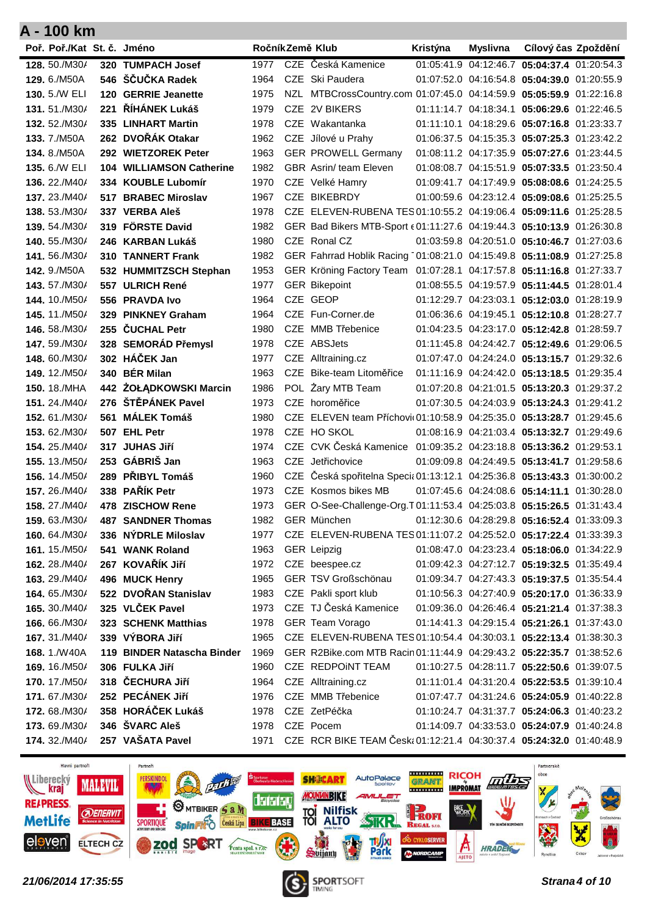## A - 100 km

| Poř. | Poř./Kat | St. č. | Jméno | Ročník | Země | Klub | Kristýna | Myslivna | Cílový čas | Zpoždění |
|---|---|---|---|---|---|---|---|---|---|---|
| 128. | 50./M30/ | 320 | TUMPACH Josef | 1977 | CZE | Česká Kamenice | 01:05:41.9 | 04:12:46.7 | **05:04:37.4** | 01:20:54.3 |
| 129. | 6./M50A | 546 | ŠČUČKA Radek | 1964 | CZE | Ski Paudera | 01:07:52.0 | 04:16:54.8 | **05:04:39.0** | 01:20:55.9 |
| 130. | 5./W ELI | 120 | GERRIE Jeanette | 1975 | NZL | MTBCrossCountry.com | 01:07:45.0 | 04:14:59.9 | **05:05:59.9** | 01:22:16.8 |
| 131. | 51./M30/ | 221 | ŘÍHÁNEK Lukáš | 1979 | CZE | 2V BIKERS | 01:11:14.7 | 04:18:34.1 | **05:06:29.6** | 01:22:46.5 |
| 132. | 52./M30/ | 335 | LINHART Martin | 1978 | CZE | Wakantanka | 01:11:10.1 | 04:18:29.6 | **05:07:16.8** | 01:23:33.7 |
| 133. | 7./M50A | 262 | DVOŘÁK Otakar | 1962 | CZE | Jílové u Prahy | 01:06:37.5 | 04:15:35.3 | **05:07:25.3** | 01:23:42.2 |
| 134. | 8./M50A | 292 | WIETZOREK Peter | 1963 | GER | PROWELL Germany | 01:08:11.2 | 04:17:35.9 | **05:07:27.6** | 01:23:44.5 |
| 135. | 6./W ELI | 104 | WILLIAMSON Catherine | 1982 | GBR | Asrin/ team Eleven | 01:08:08.7 | 04:15:51.9 | **05:07:33.5** | 01:23:50.4 |
| 136. | 22./M40/ | 334 | KOUBLE Lubomír | 1970 | CZE | Velké Hamry | 01:09:41.7 | 04:17:49.9 | **05:08:08.6** | 01:24:25.5 |
| 137. | 23./M40/ | 517 | BRABEC Miroslav | 1967 | CZE | BIKEBRDY | 01:00:59.6 | 04:23:12.4 | **05:09:08.6** | 01:25:25.5 |
| 138. | 53./M30/ | 337 | VERBA Aleš | 1978 | CZE | ELEVEN-RUBENA TES | 01:10:55.2 | 04:19:06.4 | **05:09:11.6** | 01:25:28.5 |
| 139. | 54./M30/ | 319 | FÖRSTE David | 1982 | GER | Bad Bikers MTB-Sport e | 01:11:27.6 | 04:19:44.3 | **05:10:13.9** | 01:26:30.8 |
| 140. | 55./M30/ | 246 | KARBAN Lukáš | 1980 | CZE | Ronal CZ | 01:03:59.8 | 04:20:51.0 | **05:10:46.7** | 01:27:03.6 |
| 141. | 56./M30/ | 310 | TANNERT Frank | 1982 | GER | Fahrrad Hoblik Racing | 01:08:21.0 | 04:15:49.8 | **05:11:08.9** | 01:27:25.8 |
| 142. | 9./M50A | 532 | HUMMITZSCH Stephan | 1953 | GER | Kröning Factory Team | 01:07:28.1 | 04:17:57.8 | **05:11:16.8** | 01:27:33.7 |
| 143. | 57./M30/ | 557 | ULRICH René | 1977 | GER | Bikepoint | 01:08:55.5 | 04:19:57.9 | **05:11:44.5** | 01:28:01.4 |
| 144. | 10./M50/ | 556 | PRAVDA Ivo | 1964 | CZE | GEOP | 01:12:29.7 | 04:23:03.1 | **05:12:03.0** | 01:28:19.9 |
| 145. | 11./M50/ | 329 | PINKNEY Graham | 1964 | CZE | Fun-Corner.de | 01:06:36.6 | 04:19:45.1 | **05:12:10.8** | 01:28:27.7 |
| 146. | 58./M30/ | 255 | ČUCHAL Petr | 1980 | CZE | MMB Třebenice | 01:04:23.5 | 04:23:17.0 | **05:12:42.8** | 01:28:59.7 |
| 147. | 59./M30/ | 328 | SEMORÁD Přemysl | 1978 | CZE | ABSJets | 01:11:45.8 | 04:24:42.7 | **05:12:49.6** | 01:29:06.5 |
| 148. | 60./M30/ | 302 | HÁČEK Jan | 1977 | CZE | Alltraining.cz | 01:07:47.0 | 04:24:24.0 | **05:13:15.7** | 01:29:32.6 |
| 149. | 12./M50/ | 340 | BÉR Milan | 1963 | CZE | Bike-team Litoměřice | 01:11:16.9 | 04:24:42.0 | **05:13:18.5** | 01:29:35.4 |
| 150. | 18./MHA | 442 | ŻOŁĄDKOWSKI Marcin | 1986 | POL | Żary MTB Team | 01:07:20.8 | 04:21:01.5 | **05:13:20.3** | 01:29:37.2 |
| 151. | 24./M40/ | 276 | ŠTĚPÁNEK Pavel | 1973 | CZE | horoměřice | 01:07:30.5 | 04:24:03.9 | **05:13:24.3** | 01:29:41.2 |
| 152. | 61./M30/ | 561 | MÁLEK Tomáš | 1980 | CZE | ELEVEN team Příchovi | 01:10:58.9 | 04:25:35.0 | **05:13:28.7** | 01:29:45.6 |
| 153. | 62./M30/ | 507 | EHL Petr | 1978 | CZE | HO SKOL | 01:08:16.9 | 04:21:03.4 | **05:13:32.7** | 01:29:49.6 |
| 154. | 25./M40/ | 317 | JUHAS Jiří | 1974 | CZE | CVK Česká Kamenice | 01:09:35.2 | 04:23:18.8 | **05:13:36.2** | 01:29:53.1 |
| 155. | 13./M50/ | 253 | GÁBRIŠ Jan | 1963 | CZE | Jetřichovice | 01:09:09.8 | 04:24:49.5 | **05:13:41.7** | 01:29:58.6 |
| 156. | 14./M50/ | 289 | PŘIBYL Tomáš | 1960 | CZE | Česká spořitelna Speci | 01:13:12.1 | 04:25:36.8 | **05:13:43.3** | 01:30:00.2 |
| 157. | 26./M40/ | 338 | PAŘÍK Petr | 1973 | CZE | Kosmos bikes MB | 01:07:45.6 | 04:24:08.6 | **05:14:11.1** | 01:30:28.0 |
| 158. | 27./M40/ | 478 | ZISCHOW Rene | 1973 | GER | O-See-Challenge-Org.T | 01:11:53.4 | 04:25:03.8 | **05:15:26.5** | 01:31:43.4 |
| 159. | 63./M30/ | 487 | SANDNER Thomas | 1982 | GER | München | 01:12:30.6 | 04:28:29.8 | **05:16:52.4** | 01:33:09.3 |
| 160. | 64./M30/ | 336 | NÝDRLE Miloslav | 1977 | CZE | ELEVEN-RUBENA TES | 01:11:07.2 | 04:25:52.0 | **05:17:22.4** | 01:33:39.3 |
| 161. | 15./M50/ | 541 | WANK Roland | 1963 | GER | Leipzig | 01:08:47.0 | 04:23:23.4 | **05:18:06.0** | 01:34:22.9 |
| 162. | 28./M40/ | 267 | KOVAŘÍK Jiří | 1972 | CZE | beespee.cz | 01:09:42.3 | 04:27:12.7 | **05:19:32.5** | 01:35:49.4 |
| 163. | 29./M40/ | 496 | MUCK Henry | 1965 | GER | TSV Großschönau | 01:09:34.7 | 04:27:43.3 | **05:19:37.5** | 01:35:54.4 |
| 164. | 65./M30/ | 522 | DVOŘAN Stanislav | 1983 | CZE | Pakli sport klub | 01:10:56.3 | 04:27:40.9 | **05:20:17.0** | 01:36:33.9 |
| 165. | 30./M40/ | 325 | VLČEK Pavel | 1973 | CZE | TJ Česká Kamenice | 01:09:36.0 | 04:26:46.4 | **05:21:21.4** | 01:37:38.3 |
| 166. | 66./M30/ | 323 | SCHENK Matthias | 1978 | GER | Team Vorago | 01:14:41.3 | 04:29:15.4 | **05:21:26.1** | 01:37:43.0 |
| 167. | 31./M40/ | 339 | VÝBORA Jiří | 1965 | CZE | ELEVEN-RUBENA TES | 01:10:54.4 | 04:30:03.1 | **05:22:13.4** | 01:38:30.3 |
| 168. | 1./W40A | 119 | BINDER Natascha Binder | 1969 | GER | R2Bike.com MTB Racin | 01:11:44.9 | 04:29:43.2 | **05:22:35.7** | 01:38:52.6 |
| 169. | 16./M50/ | 306 | FULKA Jiří | 1960 | CZE | REDPOiNT TEAM | 01:10:27.5 | 04:28:11.7 | **05:22:50.6** | 01:39:07.5 |
| 170. | 17./M50/ | 318 | ČECHURA Jiří | 1964 | CZE | Alltraining.cz | 01:11:01.4 | 04:31:20.4 | **05:22:53.5** | 01:39:10.4 |
| 171. | 67./M30/ | 252 | PECÁNEK Jiří | 1976 | CZE | MMB Třebenice | 01:07:47.7 | 04:31:24.6 | **05:24:05.9** | 01:40:22.8 |
| 172. | 68./M30/ | 358 | HORÁČEK Lukáš | 1978 | CZE | ZetPéčka | 01:10:24.7 | 04:31:37.7 | **05:24:06.3** | 01:40:23.2 |
| 173. | 69./M30/ | 346 | ŠVARC Aleš | 1978 | CZE | Pocem | 01:14:09.7 | 04:33:53.0 | **05:24:07.9** | 01:40:24.8 |
| 174. | 32./M40/ | 257 | VAŠATA Pavel | 1971 | CZE | RCR BIKE TEAM Česká | 01:12:21.4 | 04:30:37.4 | **05:24:32.0** | 01:40:48.9 |

*21/06/2014 17:35:55*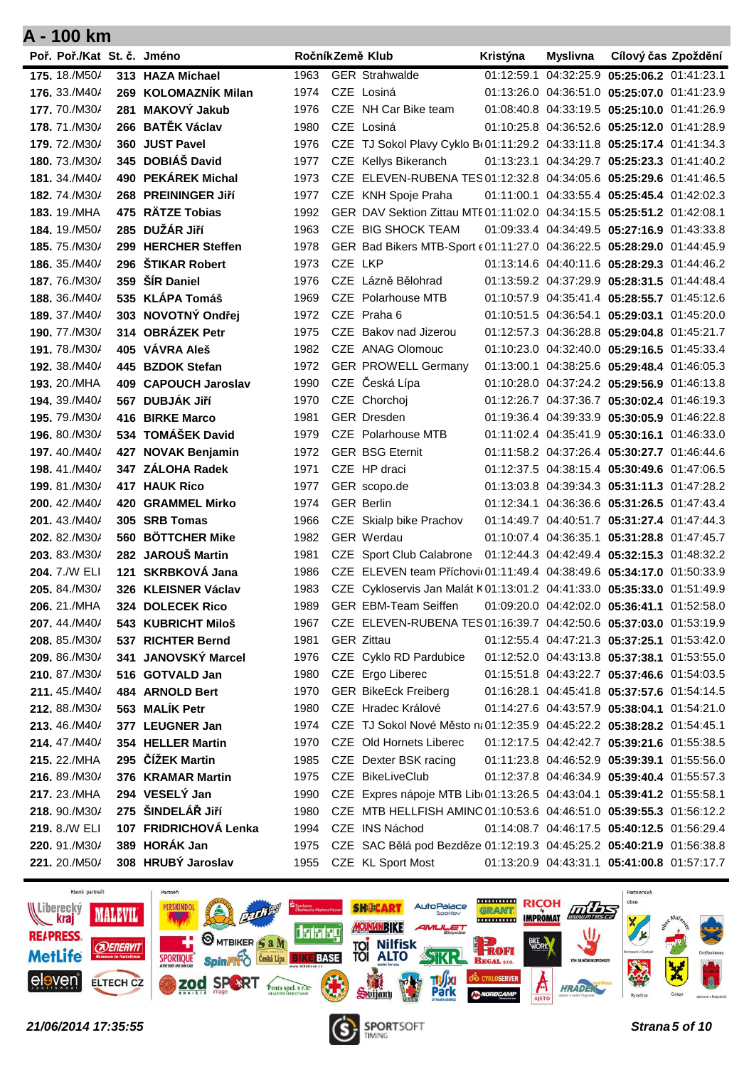## A - 100 km

| Poř. | Poř./Kat | St. č. | Jméno | Ročník | Země | Klub | Kristýna | Myslivna | Cílový čas | Zpoždění |
|---|---|---|---|---|---|---|---|---|---|---|
| **175.** | 18./M50/ | **313** | **HAZA Michael** | 1963 | GER | Strahwalde | 01:12:59.1 | 04:32:25.9 | **05:25:06.2** | 01:41:23.1 |
| **176.** | 33./M40/ | **269** | **KOLOMAZNÍK Milan** | 1974 | CZE | Losiná | 01:13:26.0 | 04:36:51.0 | **05:25:07.0** | 01:41:23.9 |
| **177.** | 70./M30/ | **281** | **MAKOVÝ Jakub** | 1976 | CZE | NH Car Bike team | 01:08:40.8 | 04:33:19.5 | **05:25:10.0** | 01:41:26.9 |
| **178.** | 71./M30/ | **266** | **BATĚK Václav** | 1980 | CZE | Losiná | 01:10:25.8 | 04:36:52.6 | **05:25:12.0** | 01:41:28.9 |
| **179.** | 72./M30/ | **360** | **JUST Pavel** | 1976 | CZE | TJ Sokol Plavy Cyklo B | 01:11:29.2 | 04:33:11.8 | **05:25:17.4** | 01:41:34.3 |
| **180.** | 73./M30/ | **345** | **DOBIÁŠ David** | 1977 | CZE | Kellys Bikeranch | 01:13:23.1 | 04:34:29.7 | **05:25:23.3** | 01:41:40.2 |
| **181.** | 34./M40/ | **490** | **PEKÁREK Michal** | 1973 | CZE | ELEVEN-RUBENA TES | 01:12:32.8 | 04:34:05.6 | **05:25:29.6** | 01:41:46.5 |
| **182.** | 74./M30/ | **268** | **PREININGER Jiří** | 1977 | CZE | KNH Spoje Praha | 01:11:00.1 | 04:33:55.4 | **05:25:45.4** | 01:42:02.3 |
| **183.** | 19./MHA | **475** | **RÄTZE Tobias** | 1992 | GER | DAV Sektion Zittau MTB | 01:11:02.0 | 04:34:15.5 | **05:25:51.2** | 01:42:08.1 |
| **184.** | 19./M50/ | **285** | **DUŽÁR Jiří** | 1963 | CZE | BIG SHOCK TEAM | 01:09:33.4 | 04:34:49.5 | **05:27:16.9** | 01:43:33.8 |
| **185.** | 75./M30/ | **299** | **HERCHER Steffen** | 1978 | GER | Bad Bikers MTB-Sport e | 01:11:27.0 | 04:36:22.5 | **05:28:29.0** | 01:44:45.9 |
| **186.** | 35./M40/ | **296** | **ŠTIKAR Robert** | 1973 | CZE | LKP | 01:13:14.6 | 04:40:11.6 | **05:28:29.3** | 01:44:46.2 |
| **187.** | 76./M30/ | **359** | **ŠÍR Daniel** | 1976 | CZE | Lázně Bělohrad | 01:13:59.2 | 04:37:29.9 | **05:28:31.5** | 01:44:48.4 |
| **188.** | 36./M40/ | **535** | **KLÁPA Tomáš** | 1969 | CZE | Polarhouse MTB | 01:10:57.9 | 04:35:41.4 | **05:28:55.7** | 01:45:12.6 |
| **189.** | 37./M40/ | **303** | **NOVOTNÝ Ondřej** | 1972 | CZE | Praha 6 | 01:10:51.5 | 04:36:54.1 | **05:29:03.1** | 01:45:20.0 |
| **190.** | 77./M30/ | **314** | **OBRÁZEK Petr** | 1975 | CZE | Bakov nad Jizerou | 01:12:57.3 | 04:36:28.8 | **05:29:04.8** | 01:45:21.7 |
| **191.** | 78./M30/ | **405** | **VÁVRA Aleš** | 1982 | CZE | ANAG Olomouc | 01:10:23.0 | 04:32:40.0 | **05:29:16.5** | 01:45:33.4 |
| **192.** | 38./M40/ | **445** | **BZDOK Stefan** | 1972 | GER | PROWELL Germany | 01:13:00.1 | 04:38:25.6 | **05:29:48.4** | 01:46:05.3 |
| **193.** | 20./MHA | **409** | **CAPOUCH Jaroslav** | 1990 | CZE | Česká Lípa | 01:10:28.0 | 04:37:24.2 | **05:29:56.9** | 01:46:13.8 |
| **194.** | 39./M40/ | **567** | **DUBJÁK Jiří** | 1970 | CZE | Chorchoj | 01:12:26.7 | 04:37:36.7 | **05:30:02.4** | 01:46:19.3 |
| **195.** | 79./M30/ | **416** | **BIRKE Marco** | 1981 | GER | Dresden | 01:19:36.4 | 04:39:33.9 | **05:30:05.9** | 01:46:22.8 |
| **196.** | 80./M30/ | **534** | **TOMÁŠEK David** | 1979 | CZE | Polarhouse MTB | 01:11:02.4 | 04:35:41.9 | **05:30:16.1** | 01:46:33.0 |
| **197.** | 40./M40/ | **427** | **NOVAK Benjamin** | 1972 | GER | BSG Eternit | 01:11:58.2 | 04:37:26.4 | **05:30:27.7** | 01:46:44.6 |
| **198.** | 41./M40/ | **347** | **ZÁLOHA Radek** | 1971 | CZE | HP draci | 01:12:37.5 | 04:38:15.4 | **05:30:49.6** | 01:47:06.5 |
| **199.** | 81./M30/ | **417** | **HAUK Rico** | 1977 | GER | scopo.de | 01:13:03.8 | 04:39:34.3 | **05:31:11.3** | 01:47:28.2 |
| **200.** | 42./M40/ | **420** | **GRAMMEL Mirko** | 1974 | GER | Berlin | 01:12:34.1 | 04:36:36.6 | **05:31:26.5** | 01:47:43.4 |
| **201.** | 43./M40/ | **305** | **SRB Tomas** | 1966 | CZE | Skialp bike Prachov | 01:14:49.7 | 04:40:51.7 | **05:31:27.4** | 01:47:44.3 |
| **202.** | 82./M30/ | **560** | **BÖTTCHER Mike** | 1982 | GER | Werdau | 01:10:07.4 | 04:36:35.1 | **05:31:28.8** | 01:47:45.7 |
| **203.** | 83./M30/ | **282** | **JAROUŠ Martin** | 1981 | CZE | Sport Club Calabrone | 01:12:44.3 | 04:42:49.4 | **05:32:15.3** | 01:48:32.2 |
| **204.** | 7./W ELI | **121** | **SKRBKOVÁ Jana** | 1986 | CZE | ELEVEN team Příchovi | 01:11:49.4 | 04:38:49.6 | **05:34:17.0** | 01:50:33.9 |
| **205.** | 84./M30/ | **326** | **KLEISNER Václav** | 1983 | CZE | Cykloservis Jan Malát K | 01:13:01.2 | 04:41:33.0 | **05:35:33.0** | 01:51:49.9 |
| **206.** | 21./MHA | **324** | **DOLECEK Rico** | 1989 | GER | EBM-Team Seiffen | 01:09:20.0 | 04:42:02.0 | **05:36:41.1** | 01:52:58.0 |
| **207.** | 44./M40/ | **543** | **KUBRICHT Miloš** | 1967 | CZE | ELEVEN-RUBENA TES | 01:16:39.7 | 04:42:50.6 | **05:37:03.0** | 01:53:19.9 |
| **208.** | 85./M30/ | **537** | **RICHTER Bernd** | 1981 | GER | Zittau | 01:12:55.4 | 04:47:21.3 | **05:37:25.1** | 01:53:42.0 |
| **209.** | 86./M30/ | **341** | **JANOVSKÝ Marcel** | 1976 | CZE | Cyklo RD Pardubice | 01:12:52.0 | 04:43:13.8 | **05:37:38.1** | 01:53:55.0 |
| **210.** | 87./M30/ | **516** | **GOTVALD Jan** | 1980 | CZE | Ergo Liberec | 01:15:51.8 | 04:43:22.7 | **05:37:46.6** | 01:54:03.5 |
| **211.** | 45./M40/ | **484** | **ARNOLD Bert** | 1970 | GER | BikeEck Freiberg | 01:16:28.1 | 04:45:41.8 | **05:37:57.6** | 01:54:14.5 |
| **212.** | 88./M30/ | **563** | **MALÍK Petr** | 1980 | CZE | Hradec Králové | 01:14:27.6 | 04:43:57.9 | **05:38:04.1** | 01:54:21.0 |
| **213.** | 46./M40/ | **377** | **LEUGNER Jan** | 1974 | CZE | TJ Sokol Nové Město n | 01:12:35.9 | 04:45:22.2 | **05:38:28.2** | 01:54:45.1 |
| **214.** | 47./M40/ | **354** | **HELLER Martin** | 1970 | CZE | Old Hornets Liberec | 01:12:17.5 | 04:42:42.7 | **05:39:21.6** | 01:55:38.5 |
| **215.** | 22./MHA | **295** | **ČÍŽEK Martin** | 1985 | CZE | Dexter BSK racing | 01:11:23.8 | 04:46:52.9 | **05:39:39.1** | 01:55:56.0 |
| **216.** | 89./M30/ | **376** | **KRAMAR Martin** | 1975 | CZE | BikeLiveClub | 01:12:37.8 | 04:46:34.9 | **05:39:40.4** | 01:55:57.3 |
| **217.** | 23./MHA | **294** | **VESELÝ Jan** | 1990 | CZE | Expres nápoje MTB Lib | 01:13:26.5 | 04:43:04.1 | **05:39:41.2** | 01:55:58.1 |
| **218.** | 90./M30/ | **275** | **ŠINDELÁŘ Jiří** | 1980 | CZE | MTB HELLFISH AMINC | 01:10:53.6 | 04:46:51.0 | **05:39:55.3** | 01:56:12.2 |
| **219.** | 8./W ELI | **107** | **FRIDRICHOVÁ Lenka** | 1994 | CZE | INS Náchod | 01:14:08.7 | 04:46:17.5 | **05:40:12.5** | 01:56:29.4 |
| **220.** | 91./M30/ | **389** | **HORÁK Jan** | 1975 | CZE | SAC Bělá pod Bezděze | 01:12:19.3 | 04:45:25.2 | **05:40:21.9** | 01:56:38.8 |
| **221.** | 20./M50/ | **308** | **HRUBÝ Jaroslav** | 1955 | CZE | KL Sport Most | 01:13:20.9 | 04:43:31.1 | **05:41:00.8** | 01:57:17.7 |

*21/06/2014 17:35:55*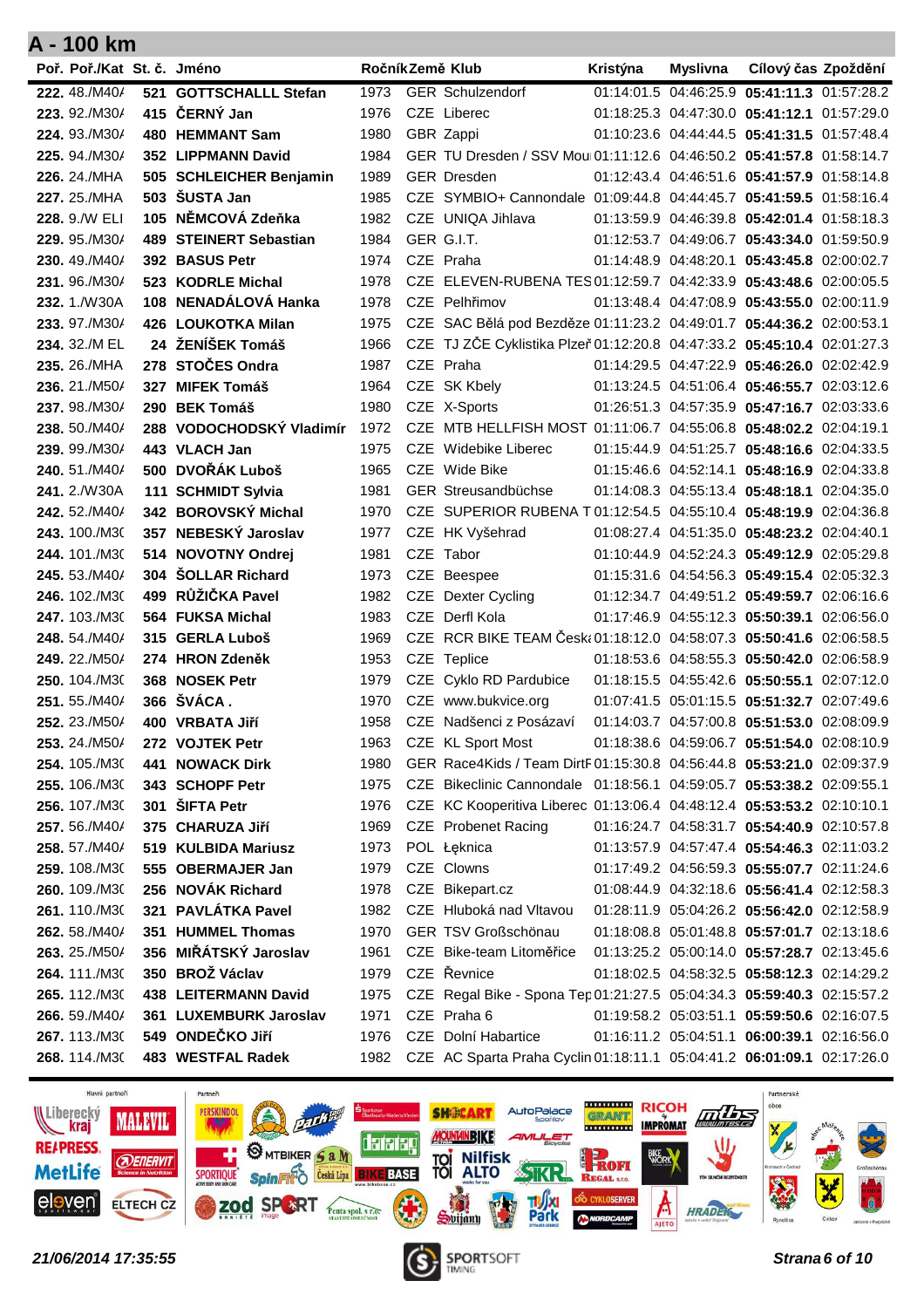## A - 100 km

| Poř. | Poř./Kat | St. č. | Jméno | Ročník | Země | Klub | Kristýna | Myslivna | Cílový čas | Zpoždění |
|---|---|---|---|---|---|---|---|---|---|---|
| 222. | 48./M40/ | 521 | GOTTSCHALL Stefan | 1973 | GER | Schulzendorf | 01:14:01.5 | 04:46:25.9 | **05:41:11.3** | 01:57:28.2 |
| 223. | 92./M30/ | 415 | ČERNÝ Jan | 1976 | CZE | Liberec | 01:18:25.3 | 04:47:30.0 | **05:41:12.1** | 01:57:29.0 |
| 224. | 93./M30/ | 480 | HEMMANT Sam | 1980 | GBR | Zappi | 01:10:23.6 | 04:44:44.5 | **05:41:31.5** | 01:57:48.4 |
| 225. | 94./M30/ | 352 | LIPPMANN David | 1984 | GER | TU Dresden / SSV Mou | 01:11:12.6 | 04:46:50.2 | **05:41:57.8** | 01:58:14.7 |
| 226. | 24./MHA | 505 | SCHLEICHER Benjamin | 1989 | GER | Dresden | 01:12:43.4 | 04:46:51.6 | **05:41:57.9** | 01:58:14.8 |
| 227. | 25./MHA | 503 | ŠUSTA Jan | 1985 | CZE | SYMBIO+ Cannondale | 01:09:44.8 | 04:44:45.7 | **05:41:59.5** | 01:58:16.4 |
| 228. | 9./W ELI | 105 | NĚMCOVÁ Zdeňka | 1982 | CZE | UNIQA Jihlava | 01:13:59.9 | 04:46:39.8 | **05:42:01.4** | 01:58:18.3 |
| 229. | 95./M30/ | 489 | STEINERT Sebastian | 1984 | GER | G.I.T. | 01:12:53.7 | 04:49:06.7 | **05:43:34.0** | 01:59:50.9 |
| 230. | 49./M40/ | 392 | BASUS Petr | 1974 | CZE | Praha | 01:14:48.9 | 04:48:20.1 | **05:43:45.8** | 02:00:02.7 |
| 231. | 96./M30/ | 523 | KODRLE Michal | 1978 | CZE | ELEVEN-RUBENA TES | 01:12:59.7 | 04:42:33.9 | **05:43:48.6** | 02:00:05.5 |
| 232. | 1./W30A | 108 | NENADÁLOVÁ Hanka | 1978 | CZE | Pelhřimov | 01:13:48.4 | 04:47:08.9 | **05:43:55.0** | 02:00:11.9 |
| 233. | 97./M30/ | 426 | LOUKOTKA Milan | 1975 | CZE | SAC Bělá pod Bezděze | 01:11:23.2 | 04:49:01.7 | **05:44:36.2** | 02:00:53.1 |
| 234. | 32./M EL | 24 | ŽENÍŠEK Tomáš | 1966 | CZE | TJ ZČE Cyklistika Plzeř | 01:12:20.8 | 04:47:33.2 | **05:45:10.4** | 02:01:27.3 |
| 235. | 26./MHA | 278 | STOČES Ondra | 1987 | CZE | Praha | 01:14:29.5 | 04:47:22.9 | **05:46:26.0** | 02:02:42.9 |
| 236. | 21./M50/ | 327 | MIFEK Tomáš | 1964 | CZE | SK Kbely | 01:13:24.5 | 04:51:06.4 | **05:46:55.7** | 02:03:12.6 |
| 237. | 98./M30/ | 290 | BEK Tomáš | 1980 | CZE | X-Sports | 01:26:51.3 | 04:57:35.9 | **05:47:16.7** | 02:03:33.6 |
| 238. | 50./M40/ | 288 | VODOCHODSKÝ Vladimír | 1972 | CZE | MTB HELLFISH MOST | 01:11:06.7 | 04:55:06.8 | **05:48:02.2** | 02:04:19.1 |
| 239. | 99./M30/ | 443 | VLACH Jan | 1975 | CZE | Widebike Liberec | 01:15:44.9 | 04:51:25.7 | **05:48:16.6** | 02:04:33.5 |
| 240. | 51./M40/ | 500 | DVOŘÁK Luboš | 1965 | CZE | Wide Bike | 01:15:46.6 | 04:52:14.1 | **05:48:16.9** | 02:04:33.8 |
| 241. | 2./W30A | 111 | SCHMIDT Sylvia | 1981 | GER | Streusandbüchse | 01:14:08.3 | 04:55:13.4 | **05:48:18.1** | 02:04:35.0 |
| 242. | 52./M40/ | 342 | BOROVSKÝ Michal | 1970 | CZE | SUPERIOR RUBENA T | 01:12:54.5 | 04:55:10.4 | **05:48:19.9** | 02:04:36.8 |
| 243. | 100./M30 | 357 | NEBESKÝ Jaroslav | 1977 | CZE | HK Vyšehrad | 01:08:27.4 | 04:51:35.0 | **05:48:23.2** | 02:04:40.1 |
| 244. | 101./M30 | 514 | NOVOTNY Ondrej | 1981 | CZE | Tabor | 01:10:44.9 | 04:52:24.3 | **05:49:12.9** | 02:05:29.8 |
| 245. | 53./M40/ | 304 | ŠOLLAR Richard | 1973 | CZE | Beespee | 01:15:31.6 | 04:54:56.3 | **05:49:15.4** | 02:05:32.3 |
| 246. | 102./M30 | 499 | RŮŽIČKA Pavel | 1982 | CZE | Dexter Cycling | 01:12:34.7 | 04:49:51.2 | **05:49:59.7** | 02:06:16.6 |
| 247. | 103./M30 | 564 | FUKSA Michal | 1983 | CZE | Derfl Kola | 01:17:46.9 | 04:55:12.3 | **05:50:39.1** | 02:06:56.0 |
| 248. | 54./M40/ | 315 | GERLA Luboš | 1969 | CZE | RCR BIKE TEAM Česká | 01:18:12.0 | 04:58:07.3 | **05:50:41.6** | 02:06:58.5 |
| 249. | 22./M50/ | 274 | HRON Zdeněk | 1953 | CZE | Teplice | 01:18:53.6 | 04:58:55.3 | **05:50:42.0** | 02:06:58.9 |
| 250. | 104./M30 | 368 | NOSEK Petr | 1979 | CZE | Cyklo RD Pardubice | 01:18:15.5 | 04:55:42.6 | **05:50:55.1** | 02:07:12.0 |
| 251. | 55./M40/ | 366 | ŠVÁCA . | 1970 | CZE | www.bukvice.org | 01:07:41.5 | 05:01:15.5 | **05:51:32.7** | 02:07:49.6 |
| 252. | 23./M50/ | 400 | VRBATA Jiří | 1958 | CZE | Nadšenci z Posázaví | 01:14:03.7 | 04:57:00.8 | **05:51:53.0** | 02:08:09.9 |
| 253. | 24./M50/ | 272 | VOJTEK Petr | 1963 | CZE | KL Sport Most | 01:18:38.6 | 04:59:06.7 | **05:51:54.0** | 02:08:10.9 |
| 254. | 105./M30 | 441 | NOWACK Dirk | 1980 | GER | Race4Kids / Team DirtF | 01:15:30.8 | 04:56:44.8 | **05:53:21.0** | 02:09:37.9 |
| 255. | 106./M30 | 343 | SCHOPF Petr | 1975 | CZE | Bikeclinic Cannondale | 01:18:56.1 | 04:59:05.7 | **05:53:38.2** | 02:09:55.1 |
| 256. | 107./M30 | 301 | ŠIFTA Petr | 1976 | CZE | KC Kooperitiva Liberec | 01:13:06.4 | 04:48:12.4 | **05:53:53.2** | 02:10:10.1 |
| 257. | 56./M40/ | 375 | CHARUZA Jiří | 1969 | CZE | Probenet Racing | 01:16:24.7 | 04:58:31.7 | **05:54:40.9** | 02:10:57.8 |
| 258. | 57./M40/ | 519 | KULBIDA Mariusz | 1973 | POL | Łęknica | 01:13:57.9 | 04:57:47.4 | **05:54:46.3** | 02:11:03.2 |
| 259. | 108./M30 | 555 | OBERMAJER Jan | 1979 | CZE | Clowns | 01:17:49.2 | 04:56:59.3 | **05:55:07.7** | 02:11:24.6 |
| 260. | 109./M30 | 256 | NOVÁK Richard | 1978 | CZE | Bikepart.cz | 01:08:44.9 | 04:32:18.6 | **05:56:41.4** | 02:12:58.3 |
| 261. | 110./M30 | 321 | PAVLÁTKA Pavel | 1982 | CZE | Hluboká nad Vltavou | 01:28:11.9 | 05:04:26.2 | **05:56:42.0** | 02:12:58.9 |
| 262. | 58./M40/ | 351 | HUMMEL Thomas | 1970 | GER | TSV Großschönau | 01:18:08.8 | 05:01:48.8 | **05:57:01.7** | 02:13:18.6 |
| 263. | 25./M50/ | 356 | MIŘÁTSKÝ Jaroslav | 1961 | CZE | Bike-team Litoměřice | 01:13:25.2 | 05:00:14.0 | **05:57:28.7** | 02:13:45.6 |
| 264. | 111./M30 | 350 | BROŽ Václav | 1979 | CZE | Řevnice | 01:18:02.5 | 04:58:32.5 | **05:58:12.3** | 02:14:29.2 |
| 265. | 112./M30 | 438 | LEITERMANN David | 1975 | CZE | Regal Bike - Spona Tep | 01:21:27.5 | 05:04:34.3 | **05:59:40.3** | 02:15:57.2 |
| 266. | 59./M40/ | 361 | LUXEMBURK Jaroslav | 1971 | CZE | Praha 6 | 01:19:58.2 | 05:03:51.1 | **05:59:50.6** | 02:16:07.5 |
| 267. | 113./M30 | 549 | ONDEČKO Jiří | 1976 | CZE | Dolní Habartice | 01:16:11.2 | 05:04:51.1 | **06:00:39.1** | 02:16:56.0 |
| 268. | 114./M30 | 483 | WESTFAL Radek | 1982 | CZE | AC Sparta Praha Cyclin | 01:18:11.1 | 05:04:41.2 | **06:01:09.1** | 02:17:26.0 |

*21/06/2014 17:35:55*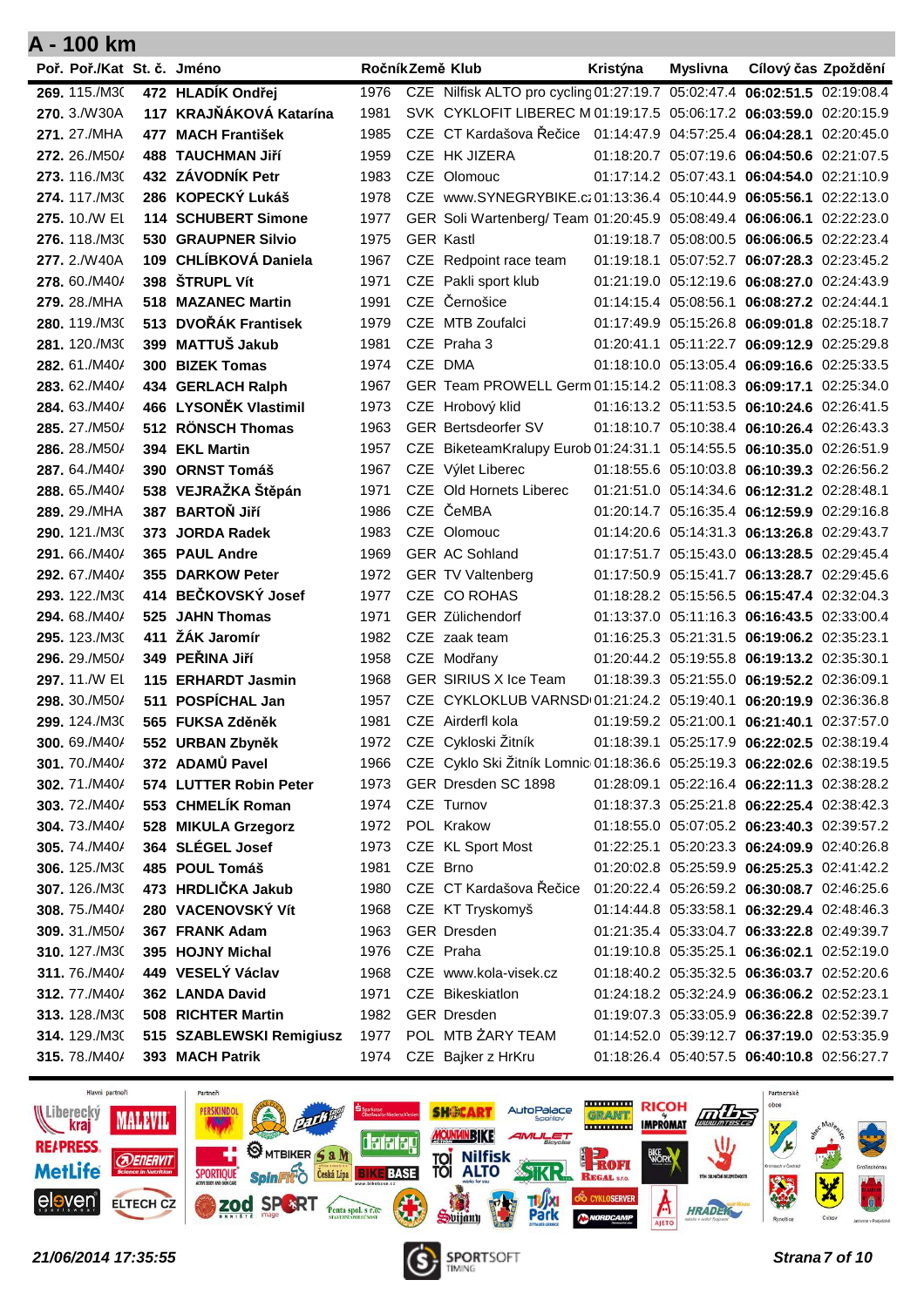## A - 100 km

| Poř. | Poř./Kat | St. č. | Jméno | Ročník | Země | Klub | Kristýna | Myslivna | Cílový čas | Zpoždění |
|---|---|---|---|---|---|---|---|---|---|---|
| 269. | 115./M3C | 472 | HLADÍK Ondřej | 1976 | CZE | Nilfisk ALTO pro cycling | 01:27:19.7 | 05:02:47.4 | 06:02:51.5 | 02:19:08.4 |
| 270. | 3./W30A | 117 | KRAJŇÁKOVÁ Katarína | 1981 | SVK | CYKLOFIT LIBEREC M | 01:19:17.5 | 05:06:17.2 | 06:03:59.0 | 02:20:15.9 |
| 271. | 27./MHA | 477 | MACH František | 1985 | CZE | CT Kardašova Řečice | 01:14:47.9 | 04:57:25.4 | 06:04:28.1 | 02:20:45.0 |
| 272. | 26./M50/ | 488 | TAUCHMAN Jiří | 1959 | CZE | HK JIZERA | 01:18:20.7 | 05:07:19.6 | 06:04:50.6 | 02:21:07.5 |
| 273. | 116./M3C | 432 | ZÁVODNÍK Petr | 1983 | CZE | Olomouc | 01:17:14.2 | 05:07:43.1 | 06:04:54.0 | 02:21:10.9 |
| 274. | 117./M3C | 286 | KOPECKÝ Lukáš | 1978 | CZE | www.SYNEGRYBIKE.cz | 01:13:36.4 | 05:10:44.9 | 06:05:56.1 | 02:22:13.0 |
| 275. | 10./W EL | 114 | SCHUBERT Simone | 1977 | GER | Soli Wartenberg/ Team | 01:20:45.9 | 05:08:49.4 | 06:06:06.1 | 02:22:23.0 |
| 276. | 118./M3C | 530 | GRAUPNER Silvio | 1975 | GER | Kastl | 01:19:18.7 | 05:08:00.5 | 06:06:06.5 | 02:22:23.4 |
| 277. | 2./W40A | 109 | CHLÍBKOVÁ Daniela | 1967 | CZE | Redpoint race team | 01:19:18.1 | 05:07:52.7 | 06:07:28.3 | 02:23:45.2 |
| 278. | 60./M40/ | 398 | ŠTRUPL Vít | 1971 | CZE | Pakli sport klub | 01:21:19.0 | 05:12:19.6 | 06:08:27.0 | 02:24:43.9 |
| 279. | 28./MHA | 518 | MAZANEC Martin | 1991 | CZE | Černošice | 01:14:15.4 | 05:08:56.1 | 06:08:27.2 | 02:24:44.1 |
| 280. | 119./M3C | 513 | DVOŘÁK Frantisek | 1979 | CZE | MTB Zoufalci | 01:17:49.9 | 05:15:26.8 | 06:09:01.8 | 02:25:18.7 |
| 281. | 120./M3C | 399 | MATTUŠ Jakub | 1981 | CZE | Praha 3 | 01:20:41.1 | 05:11:22.7 | 06:09:12.9 | 02:25:29.8 |
| 282. | 61./M40/ | 300 | BIZEK Tomas | 1974 | CZE | DMA | 01:18:10.0 | 05:13:05.4 | 06:09:16.6 | 02:25:33.5 |
| 283. | 62./M40/ | 434 | GERLACH Ralph | 1967 | GER | Team PROWELL Germ | 01:15:14.2 | 05:11:08.3 | 06:09:17.1 | 02:25:34.0 |
| 284. | 63./M40/ | 466 | LYSONĚK Vlastimil | 1973 | CZE | Hrobový klid | 01:16:13.2 | 05:11:53.5 | 06:10:24.6 | 02:26:41.5 |
| 285. | 27./M50/ | 512 | RÖNSCH Thomas | 1963 | GER | Bertsdeorfer SV | 01:18:10.7 | 05:10:38.4 | 06:10:26.4 | 02:26:43.3 |
| 286. | 28./M50/ | 394 | EKL Martin | 1957 | CZE | BiketeamKralupy Eurob | 01:24:31.1 | 05:14:55.5 | 06:10:35.0 | 02:26:51.9 |
| 287. | 64./M40/ | 390 | ORNST Tomáš | 1967 | CZE | Výlet Liberec | 01:18:55.6 | 05:10:03.8 | 06:10:39.3 | 02:26:56.2 |
| 288. | 65./M40/ | 538 | VEJRAŽKA Štěpán | 1971 | CZE | Old Hornets Liberec | 01:21:51.0 | 05:14:34.6 | 06:12:31.2 | 02:28:48.1 |
| 289. | 29./MHA | 387 | BARTOŇ Jiří | 1986 | CZE | ČeMBA | 01:20:14.7 | 05:16:35.4 | 06:12:59.9 | 02:29:16.8 |
| 290. | 121./M3C | 373 | JORDA Radek | 1983 | CZE | Olomouc | 01:14:20.6 | 05:14:31.3 | 06:13:26.8 | 02:29:43.7 |
| 291. | 66./M40/ | 365 | PAUL Andre | 1969 | GER | AC Sohland | 01:17:51.7 | 05:15:43.0 | 06:13:28.5 | 02:29:45.4 |
| 292. | 67./M40/ | 355 | DARKOW Peter | 1972 | GER | TV Valtenberg | 01:17:50.9 | 05:15:41.7 | 06:13:28.7 | 02:29:45.6 |
| 293. | 122./M3C | 414 | BEČKOVSKÝ Josef | 1977 | CZE | CO ROHAS | 01:18:28.2 | 05:15:56.5 | 06:15:47.4 | 02:32:04.3 |
| 294. | 68./M40/ | 525 | JAHN Thomas | 1971 | GER | Zülichendorf | 01:13:37.0 | 05:11:16.3 | 06:16:43.5 | 02:33:00.4 |
| 295. | 123./M3C | 411 | ŽÁK Jaromír | 1982 | CZE | zaak team | 01:16:25.3 | 05:21:31.5 | 06:19:06.2 | 02:35:23.1 |
| 296. | 29./M50/ | 349 | PEŘINA Jiří | 1958 | CZE | Modřany | 01:20:44.2 | 05:19:55.8 | 06:19:13.2 | 02:35:30.1 |
| 297. | 11./W EL | 115 | ERHARDT Jasmin | 1968 | GER | SIRIUS X Ice Team | 01:18:39.3 | 05:21:55.0 | 06:19:52.2 | 02:36:09.1 |
| 298. | 30./M50/ | 511 | POSPÍCHAL Jan | 1957 | CZE | CYKLOKLUB VARNSD | 01:21:24.2 | 05:19:40.1 | 06:20:19.9 | 02:36:36.8 |
| 299. | 124./M3C | 565 | FUKSA Zděněk | 1981 | CZE | Airderfl kola | 01:19:59.2 | 05:21:00.1 | 06:21:40.1 | 02:37:57.0 |
| 300. | 69./M40/ | 552 | URBAN Zbyněk | 1972 | CZE | Cykloski Žitník | 01:18:39.1 | 05:25:17.9 | 06:22:02.5 | 02:38:19.4 |
| 301. | 70./M40/ | 372 | ADAMŮ Pavel | 1966 | CZE | Cyklo Ski Žitník Lomnic | 01:18:36.6 | 05:25:19.3 | 06:22:02.6 | 02:38:19.5 |
| 302. | 71./M40/ | 574 | LUTTER Robin Peter | 1973 | GER | Dresden SC 1898 | 01:28:09.1 | 05:22:16.4 | 06:22:11.3 | 02:38:28.2 |
| 303. | 72./M40/ | 553 | CHMELÍK Roman | 1974 | CZE | Turnov | 01:18:37.3 | 05:25:21.8 | 06:22:25.4 | 02:38:42.3 |
| 304. | 73./M40/ | 528 | MIKULA Grzegorz | 1972 | POL | Krakow | 01:18:55.0 | 05:07:05.2 | 06:23:40.3 | 02:39:57.2 |
| 305. | 74./M40/ | 364 | SLÉGEL Josef | 1973 | CZE | KL Sport Most | 01:22:25.1 | 05:20:23.3 | 06:24:09.9 | 02:40:26.8 |
| 306. | 125./M3C | 485 | POUL Tomáš | 1981 | CZE | Brno | 01:20:02.8 | 05:25:59.9 | 06:25:25.3 | 02:41:42.2 |
| 307. | 126./M3C | 473 | HRDLIČKA Jakub | 1980 | CZE | CT Kardašova Řečice | 01:20:22.4 | 05:26:59.2 | 06:30:08.7 | 02:46:25.6 |
| 308. | 75./M40/ | 280 | VACENOVSKÝ Vít | 1968 | CZE | KT Tryskomyš | 01:14:44.8 | 05:33:58.1 | 06:32:29.4 | 02:48:46.3 |
| 309. | 31./M50/ | 367 | FRANK Adam | 1963 | GER | Dresden | 01:21:35.4 | 05:33:04.7 | 06:33:22.8 | 02:49:39.7 |
| 310. | 127./M3C | 395 | HOJNY Michal | 1976 | CZE | Praha | 01:19:10.8 | 05:35:25.1 | 06:36:02.1 | 02:52:19.0 |
| 311. | 76./M40/ | 449 | VESELÝ Václav | 1968 | CZE | www.kola-visek.cz | 01:18:40.2 | 05:35:32.5 | 06:36:03.7 | 02:52:20.6 |
| 312. | 77./M40/ | 362 | LANDA David | 1971 | CZE | Bikeskiatlon | 01:24:18.2 | 05:32:24.9 | 06:36:06.2 | 02:52:23.1 |
| 313. | 128./M3C | 508 | RICHTER Martin | 1982 | GER | Dresden | 01:19:07.3 | 05:33:05.9 | 06:36:22.8 | 02:52:39.7 |
| 314. | 129./M3C | 515 | SZABLEWSKI Remigiusz | 1977 | POL | MTB ŽARY TEAM | 01:14:52.0 | 05:39:12.7 | 06:37:19.0 | 02:53:35.9 |
| 315. | 78./M40/ | 393 | MACH Patrik | 1974 | CZE | Bajker z HrKru | 01:18:26.4 | 05:40:57.5 | 06:40:10.8 | 02:56:27.7 |

21/06/2014 17:35:55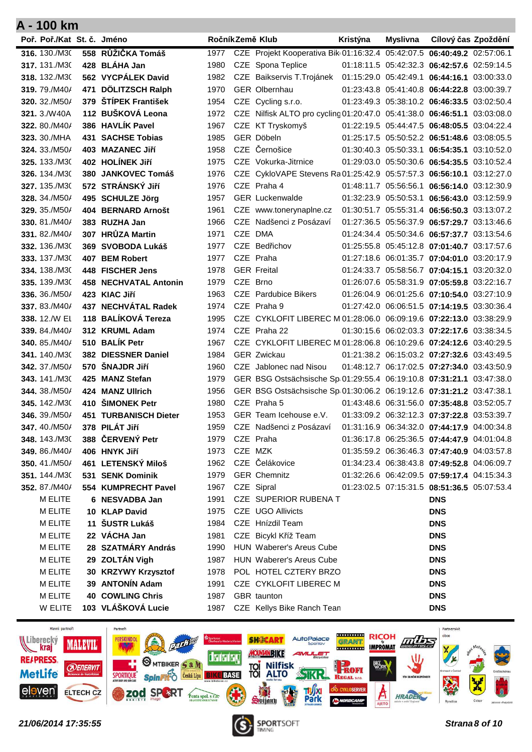## A - 100 km

| Poř. | Poř./Kat | St. č. | Jméno | Ročník | Země | Klub | Kristýna | Myslivna | Cílový čas | Zpoždění |
|---|---|---|---|---|---|---|---|---|---|---|
| 316. | 130./M3C | 558 | RŮŽIČKA Tomáš | 1977 | CZE | Projekt Kooperativa Bik | 01:16:32.4 | 05:42:07.5 | **06:40:49.2** | 02:57:06.1 |
| 317. | 131./M3C | 428 | BLÁHA Jan | 1980 | CZE | Spona Teplice | 01:18:11.5 | 05:42:32.3 | **06:42:57.6** | 02:59:14.5 |
| 318. | 132./M3C | 562 | VYCPÁLEK David | 1982 | CZE | Baikservis T.Trojánek | 01:15:29.0 | 05:42:49.1 | **06:44:16.1** | 03:00:33.0 |
| 319. | 79./M40/ | 471 | DÖLITZSCH Ralph | 1970 | GER | Olbernhau | 01:23:43.8 | 05:41:40.8 | **06:44:22.8** | 03:00:39.7 |
| 320. | 32./M50/ | 379 | ŠTÍPEK František | 1954 | CZE | Cycling s.r.o. | 01:23:49.3 | 05:38:10.2 | **06:46:33.5** | 03:02:50.4 |
| 321. | 3./W40A | 112 | BUŠKOVÁ Leona | 1972 | CZE | Nilfisk ALTO pro cycling | 01:20:47.0 | 05:41:38.0 | **06:46:51.1** | 03:03:08.0 |
| 322. | 80./M40/ | 386 | HAVLÍK Pavel | 1967 | CZE | KT Tryskomyš | 01:22:19.5 | 05:44:47.5 | **06:48:05.5** | 03:04:22.4 |
| 323. | 30./MHA | 431 | SACHSE Tobias | 1985 | GER | Döbeln | 01:25:17.5 | 05:50:52.2 | **06:51:48.6** | 03:08:05.5 |
| 324. | 33./M50/ | 403 | MAZANEC Jiří | 1958 | CZE | Černošice | 01:30:40.3 | 05:50:33.1 | **06:54:35.1** | 03:10:52.0 |
| 325. | 133./M3C | 402 | HOLÍNEK Jiří | 1975 | CZE | Vokurka-Jitrnice | 01:29:03.0 | 05:50:30.6 | **06:54:35.5** | 03:10:52.4 |
| 326. | 134./M3C | 380 | JANKOVEC Tomáš | 1976 | CZE | CykloVAPE Stevens Ra | 01:25:42.9 | 05:57:57.3 | **06:56:10.1** | 03:12:27.0 |
| 327. | 135./M3C | 572 | STRÁNSKÝ Jiří | 1976 | CZE | Praha 4 | 01:48:11.7 | 05:56:56.1 | **06:56:14.0** | 03:12:30.9 |
| 328. | 34./M50/ | 495 | SCHULZE Jörg | 1957 | GER | Luckenwalde | 01:32:23.9 | 05:50:53.1 | **06:56:43.0** | 03:12:59.9 |
| 329. | 35./M50/ | 404 | BERNARD Arnošt | 1961 | CZE | www.tonerynaplne.cz | 01:30:51.7 | 05:55:31.4 | **06:56:50.3** | 03:13:07.2 |
| 330. | 81./M40/ | 383 | RUZHA Jan | 1966 | CZE | Nadšenci z Posázaví | 01:27:36.5 | 05:56:37.9 | **06:57:29.7** | 03:13:46.6 |
| 331. | 82./M40/ | 307 | HRŮZA Martin | 1971 | CZE | DMA | 01:24:34.4 | 05:50:34.6 | **06:57:37.7** | 03:13:54.6 |
| 332. | 136./M3C | 369 | SVOBODA Lukáš | 1977 | CZE | Bedřichov | 01:25:55.8 | 05:45:12.8 | **07:01:40.7** | 03:17:57.6 |
| 333. | 137./M3C | 407 | BEM Robert | 1977 | CZE | Praha | 01:27:18.6 | 06:01:35.7 | **07:04:01.0** | 03:20:17.9 |
| 334. | 138./M3C | 448 | FISCHER Jens | 1978 | GER | Freital | 01:24:33.7 | 05:58:56.7 | **07:04:15.1** | 03:20:32.0 |
| 335. | 139./M3C | 458 | NECHVATAL Antonin | 1979 | CZE | Brno | 01:26:07.6 | 05:58:31.9 | **07:05:59.8** | 03:22:16.7 |
| 336. | 36./M50/ | 423 | KIAC Jiří | 1963 | CZE | Pardubice Bikers | 01:26:04.9 | 06:01:25.6 | **07:10:54.0** | 03:27:10.9 |
| 337. | 83./M40/ | 437 | NECHVÁTAL Radek | 1974 | CZE | Praha 9 | 01:27:42.0 | 06:06:51.5 | **07:14:19.5** | 03:30:36.4 |
| 338. | 12./W EL | 118 | BALÍKOVÁ Tereza | 1995 | CZE | CYKLOFIT LIBEREC M | 01:28:06.0 | 06:09:19.6 | **07:22:13.0** | 03:38:29.9 |
| 339. | 84./M40/ | 312 | KRUML Adam | 1974 | CZE | Praha 22 | 01:30:15.6 | 06:02:03.3 | **07:22:17.6** | 03:38:34.5 |
| 340. | 85./M40/ | 510 | BALÍK Petr | 1967 | CZE | CYKLOFIT LIBEREC M | 01:28:06.8 | 06:10:29.6 | **07:24:12.6** | 03:40:29.5 |
| 341. | 140./M3C | 382 | DIESSNER Daniel | 1984 | GER | Zwickau | 01:21:38.2 | 06:15:03.2 | **07:27:32.6** | 03:43:49.5 |
| 342. | 37./M50/ | 570 | ŠNAJDR Jiří | 1960 | CZE | Jablonec nad Nisou | 01:48:12.7 | 06:17:02.5 | **07:27:34.0** | 03:43:50.9 |
| 343. | 141./M3C | 425 | MANZ Stefan | 1979 | GER | BSG Ostsächsische Sp | 01:29:55.4 | 06:19:10.8 | **07:31:21.1** | 03:47:38.0 |
| 344. | 38./M50/ | 424 | MANZ Ullrich | 1956 | GER | BSG Ostsächsische Sp | 01:30:06.2 | 06:19:12.6 | **07:31:21.2** | 03:47:38.1 |
| 345. | 142./M3C | 410 | ŠIMONEK Petr | 1980 | CZE | Praha 5 | 01:43:48.6 | 06:31:56.0 | **07:35:48.8** | 03:52:05.7 |
| 346. | 39./M50/ | 451 | TURBANISCH Dieter | 1953 | GER | Team Icehouse e.V. | 01:33:09.2 | 06:32:12.3 | **07:37:22.8** | 03:53:39.7 |
| 347. | 40./M50/ | 378 | PILÁT Jiří | 1959 | CZE | Nadšenci z Posázaví | 01:31:16.9 | 06:34:32.0 | **07:44:17.9** | 04:00:34.8 |
| 348. | 143./M3C | 388 | ČERVENÝ Petr | 1979 | CZE | Praha | 01:36:17.8 | 06:25:36.5 | **07:44:47.9** | 04:01:04.8 |
| 349. | 86./M40/ | 406 | HNYK Jiří | 1973 | CZE | MZK | 01:35:59.2 | 06:36:46.3 | **07:47:40.9** | 04:03:57.8 |
| 350. | 41./M50/ | 461 | LETENSKÝ Miloš | 1962 | CZE | Čelákovice | 01:34:23.4 | 06:38:43.8 | **07:49:52.8** | 04:06:09.7 |
| 351. | 144./M3C | 531 | SENK Dominik | 1979 | GER | Chemnitz | 01:32:26.6 | 06:42:09.5 | **07:59:17.4** | 04:15:34.3 |
| 352. | 87./M40/ | 554 | KUMPRECHT Pavel | 1967 | CZE | Sipral | 01:23:02.5 | 07:15:31.5 | **08:51:36.5** | 05:07:53.4 |
| | M ELITE | 6 | NESVADBA Jan | 1991 | CZE | SUPERIOR RUBENA T | | | **DNS** | |
| | M ELITE | 10 | KLAP David | 1975 | CZE | UGO Allivicts | | | **DNS** | |
| | M ELITE | 11 | ŠUSTR Lukáš | 1984 | CZE | Hnízdil Team | | | **DNS** | |
| | M ELITE | 22 | VÁCHA Jan | 1981 | CZE | Bicykl Kříž Team | | | **DNS** | |
| | M ELITE | 28 | SZATMÁRY András | 1990 | HUN | Waberer's Areus Cube | | | **DNS** | |
| | M ELITE | 29 | ZOLTÁN Vigh | 1987 | HUN | Waberer's Areus Cube | | | **DNS** | |
| | M ELITE | 30 | KRZYWY Krzysztof | 1978 | POL | HOTEL CZTERY BRZO | | | **DNS** | |
| | M ELITE | 39 | ANTONÍN Adam | 1991 | CZE | CYKLOFIT LIBEREC M | | | **DNS** | |
| | M ELITE | 40 | COWLING Chris | 1987 | GBR | taunton | | | **DNS** | |
| | W ELITE | 103 | VLÁŠKOVÁ Lucie | 1987 | CZE | Kellys Bike Ranch Tean | | | **DNS** | |

*21/06/2014 17:35:55*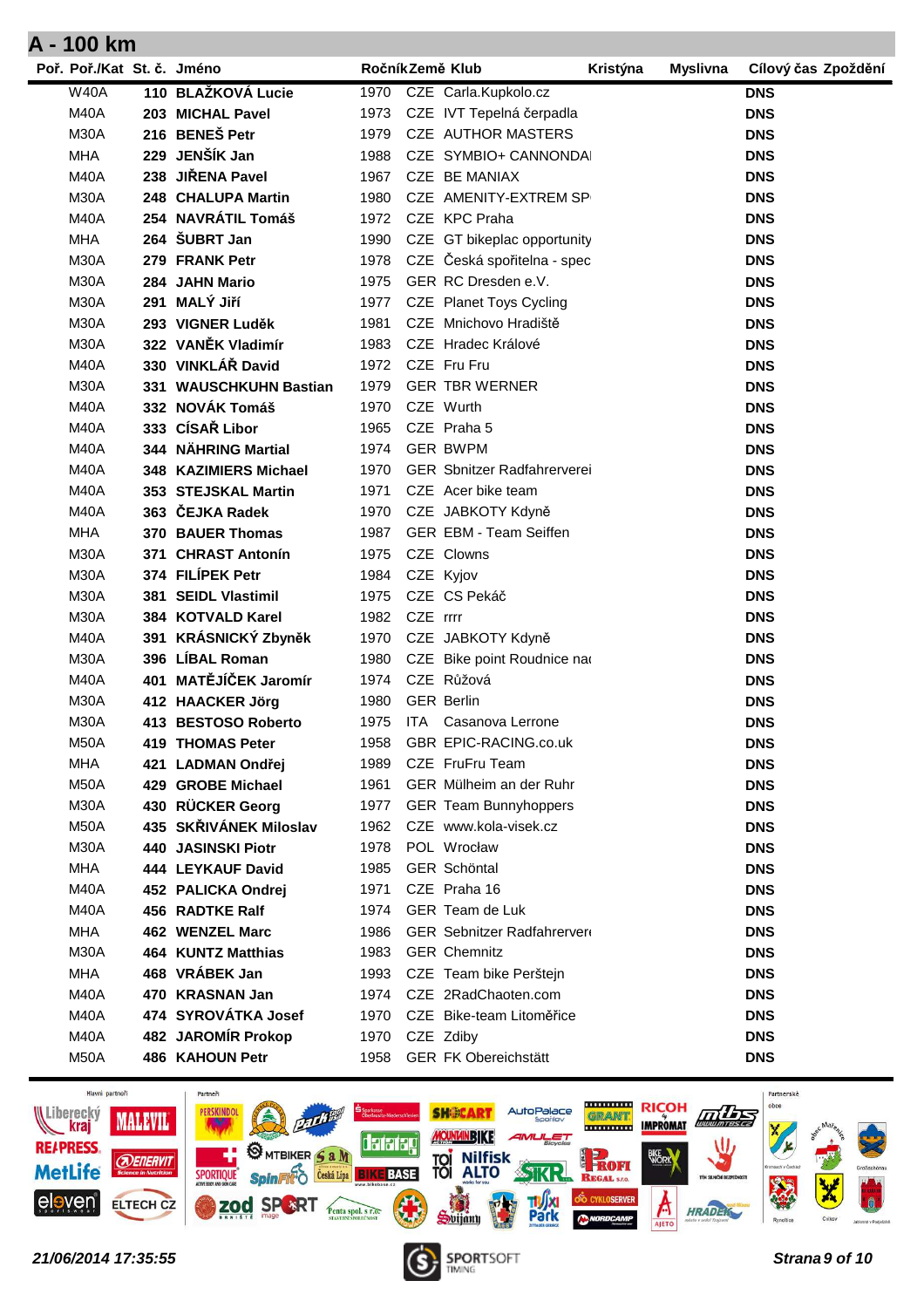## A - 100 km

| Poř. | Poř./Kat | St. č. | Jméno | Ročník | Země | Klub | Kristýna | Myslivna | Cílový čas | Zpoždění |
|---|---|---|---|---|---|---|---|---|---|---|
| | W40A | 110 | **BLAŽKOVÁ Lucie** | 1970 | CZE | Carla.Kupkolo.cz | | | **DNS** | |
| | M40A | 203 | **MICHAL Pavel** | 1973 | CZE | IVT Tepelná čerpadla | | | **DNS** | |
| | M30A | 216 | **BENEŠ Petr** | 1979 | CZE | AUTHOR MASTERS | | | **DNS** | |
| | MHA | 229 | **JENŠÍK Jan** | 1988 | CZE | SYMBIO+ CANNONDAI | | | **DNS** | |
| | M40A | 238 | **JIŘENA Pavel** | 1967 | CZE | BE MANIAX | | | **DNS** | |
| | M30A | 248 | **CHALUPA Martin** | 1980 | CZE | AMENITY-EXTREM SP | | | **DNS** | |
| | M40A | 254 | **NAVRÁTIL Tomáš** | 1972 | CZE | KPC Praha | | | **DNS** | |
| | MHA | 264 | **ŠUBRT Jan** | 1990 | CZE | GT bikeplac opportunity | | | **DNS** | |
| | M30A | 279 | **FRANK Petr** | 1978 | CZE | Česká spořitelna - spec | | | **DNS** | |
| | M30A | 284 | **JAHN Mario** | 1975 | GER | RC Dresden e.V. | | | **DNS** | |
| | M30A | 291 | **MALÝ Jiří** | 1977 | CZE | Planet Toys Cycling | | | **DNS** | |
| | M30A | 293 | **VIGNER Luděk** | 1981 | CZE | Mnichovo Hradiště | | | **DNS** | |
| | M30A | 322 | **VANĚK Vladimír** | 1983 | CZE | Hradec Králové | | | **DNS** | |
| | M40A | 330 | **VINKLÁŘ David** | 1972 | CZE | Fru Fru | | | **DNS** | |
| | M30A | 331 | **WAUSCHKUHN Bastian** | 1979 | GER | TBR WERNER | | | **DNS** | |
| | M40A | 332 | **NOVÁK Tomáš** | 1970 | CZE | Wurth | | | **DNS** | |
| | M40A | 333 | **CÍSAŘ Libor** | 1965 | CZE | Praha 5 | | | **DNS** | |
| | M40A | 344 | **NÄHRING Martial** | 1974 | GER | BWPM | | | **DNS** | |
| | M40A | 348 | **KAZIMIERS Michael** | 1970 | GER | Sbnitzer Radfahrerverei | | | **DNS** | |
| | M40A | 353 | **STEJSKAL Martin** | 1971 | CZE | Acer bike team | | | **DNS** | |
| | M40A | 363 | **ČEJKA Radek** | 1970 | CZE | JABKOTY Kdyně | | | **DNS** | |
| | MHA | 370 | **BAUER Thomas** | 1987 | GER | EBM - Team Seiffen | | | **DNS** | |
| | M30A | 371 | **CHRAST Antonín** | 1975 | CZE | Clowns | | | **DNS** | |
| | M30A | 374 | **FILÍPEK Petr** | 1984 | CZE | Kyjov | | | **DNS** | |
| | M30A | 381 | **SEIDL Vlastimil** | 1975 | CZE | CS Pekáč | | | **DNS** | |
| | M30A | 384 | **KOTVALD Karel** | 1982 | CZE | rrrr | | | **DNS** | |
| | M40A | 391 | **KRÁSNICKÝ Zbyněk** | 1970 | CZE | JABKOTY Kdyně | | | **DNS** | |
| | M30A | 396 | **LÍBAL Roman** | 1980 | CZE | Bike point Roudnice na | | | **DNS** | |
| | M40A | 401 | **MATĚJÍČEK Jaromír** | 1974 | CZE | Růžová | | | **DNS** | |
| | M30A | 412 | **HAACKER Jörg** | 1980 | GER | Berlin | | | **DNS** | |
| | M30A | 413 | **BESTOSO Roberto** | 1975 | ITA | Casanova Lerrone | | | **DNS** | |
| | M50A | 419 | **THOMAS Peter** | 1958 | GBR | EPIC-RACING.co.uk | | | **DNS** | |
| | MHA | 421 | **LADMAN Ondřej** | 1989 | CZE | FruFru Team | | | **DNS** | |
| | M50A | 429 | **GROBE Michael** | 1961 | GER | Mülheim an der Ruhr | | | **DNS** | |
| | M30A | 430 | **RÜCKER Georg** | 1977 | GER | Team Bunnyhoppers | | | **DNS** | |
| | M50A | 435 | **SKŘIVÁNEK Miloslav** | 1962 | CZE | www.kola-visek.cz | | | **DNS** | |
| | M30A | 440 | **JASINSKI Piotr** | 1978 | POL | Wrocław | | | **DNS** | |
| | MHA | 444 | **LEYKAUF David** | 1985 | GER | Schöntal | | | **DNS** | |
| | M40A | 452 | **PALICKA Ondrej** | 1971 | CZE | Praha 16 | | | **DNS** | |
| | M40A | 456 | **RADTKE Ralf** | 1974 | GER | Team de Luk | | | **DNS** | |
| | MHA | 462 | **WENZEL Marc** | 1986 | GER | Sebnitzer Radfahrerver | | | **DNS** | |
| | M30A | 464 | **KUNTZ Matthias** | 1983 | GER | Chemnitz | | | **DNS** | |
| | MHA | 468 | **VRÁBEK Jan** | 1993 | CZE | Team bike Perštejn | | | **DNS** | |
| | M40A | 470 | **KRASNAN Jan** | 1974 | CZE | 2RadChaoten.com | | | **DNS** | |
| | M40A | 474 | **SYROVÁTKA Josef** | 1970 | CZE | Bike-team Litoměřice | | | **DNS** | |
| | M40A | 482 | **JAROMÍR Prokop** | 1970 | CZE | Zdiby | | | **DNS** | |
| | M50A | 486 | **KAHOUN Petr** | 1958 | GER | FK Obereichstätt | | | **DNS** | |

*21/06/2014 17:35:55*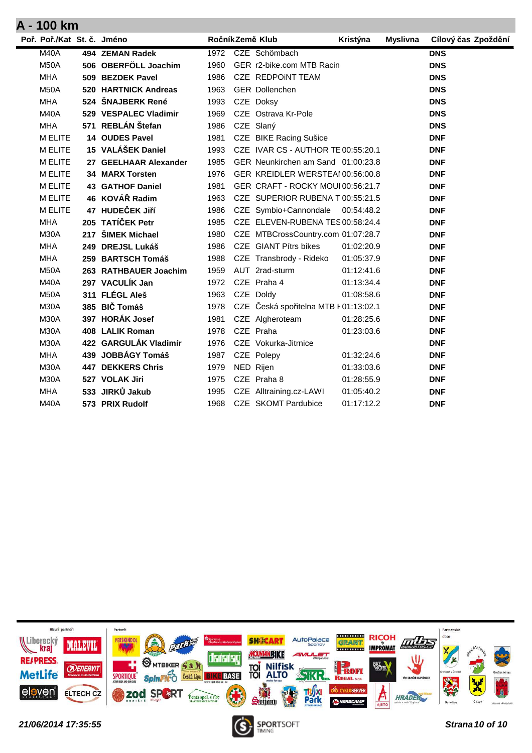## A - 100 km

| Poř. | Poř./Kat | St. č. | Jméno | Ročník | Země | Klub | Kristýna | Myslivna | Cílový čas | Zpoždění |
|---|---|---|---|---|---|---|---|---|---|---|
| | M40A | 494 | **ZEMAN Radek** | 1972 | CZE | Schömbach | | | **DNS** | |
| | M50A | 506 | **OBERFÖLL Joachim** | 1960 | GER | r2-bike.com MTB Racin | | | **DNS** | |
| | MHA | 509 | **BEZDEK Pavel** | 1986 | CZE | REDPOiNT TEAM | | | **DNS** | |
| | M50A | 520 | **HARTNICK Andreas** | 1963 | GER | Dollenchen | | | **DNS** | |
| | MHA | 524 | **ŠNAJBERK René** | 1993 | CZE | Doksy | | | **DNS** | |
| | M40A | 529 | **VESPALEC Vladimir** | 1969 | CZE | Ostrava Kr-Pole | | | **DNS** | |
| | MHA | 571 | **REBLÁN Štefan** | 1986 | CZE | Slaný | | | **DNS** | |
| | M ELITE | 14 | **OUDES Pavel** | 1981 | CZE | BIKE Racing Sušice | | | **DNF** | |
| | M ELITE | 15 | **VALÁŠEK Daniel** | 1993 | CZE | IVAR CS - AUTHOR TE | 00:55:20.1 | | **DNF** | |
| | M ELITE | 27 | **GEELHAAR Alexander** | 1985 | GER | Neunkirchen am Sand | 01:00:23.8 | | **DNF** | |
| | M ELITE | 34 | **MARX Torsten** | 1976 | GER | KREIDLER WERSTEAI | 00:56:00.8 | | **DNF** | |
| | M ELITE | 43 | **GATHOF Daniel** | 1981 | GER | CRAFT - ROCKY MOUI | 00:56:21.7 | | **DNF** | |
| | M ELITE | 46 | **KOVÁŘ Radim** | 1963 | CZE | SUPERIOR RUBENA T | 00:55:21.5 | | **DNF** | |
| | M ELITE | 47 | **HUDEČEK Jiří** | 1986 | CZE | Symbio+Cannondale | 00:54:48.2 | | **DNF** | |
| | MHA | 205 | **TATÍČEK Petr** | 1985 | CZE | ELEVEN-RUBENA TES | 00:58:24.4 | | **DNF** | |
| | M30A | 217 | **ŠIMEK Michael** | 1980 | CZE | MTBCrossCountry.com | 01:07:28.7 | | **DNF** | |
| | MHA | 249 | **DREJSL Lukáš** | 1986 | CZE | GIANT Pítrs bikes | 01:02:20.9 | | **DNF** | |
| | MHA | 259 | **BARTSCH Tomáš** | 1988 | CZE | Transbrody - Rideko | 01:05:37.9 | | **DNF** | |
| | M50A | 263 | **RATHBAUER Joachim** | 1959 | AUT | 2rad-sturm | 01:12:41.6 | | **DNF** | |
| | M40A | 297 | **VACULÍK Jan** | 1972 | CZE | Praha 4 | 01:13:34.4 | | **DNF** | |
| | M50A | 311 | **FLÉGL Aleš** | 1963 | CZE | Doldy | 01:08:58.6 | | **DNF** | |
| | M30A | 385 | **BIČ Tomáš** | 1978 | CZE | Česká spořitelna MTB I | 01:13:02.1 | | **DNF** | |
| | M30A | 397 | **HORÁK Josef** | 1981 | CZE | Algheroteam | 01:28:25.6 | | **DNF** | |
| | M30A | 408 | **LALIK Roman** | 1978 | CZE | Praha | 01:23:03.6 | | **DNF** | |
| | M30A | 422 | **GARGULÁK Vladimír** | 1976 | CZE | Vokurka-Jitrnice | | | **DNF** | |
| | MHA | 439 | **JOBBÁGY Tomáš** | 1987 | CZE | Polepy | 01:32:24.6 | | **DNF** | |
| | M30A | 447 | **DEKKERS Chris** | 1979 | NED | Rijen | 01:33:03.6 | | **DNF** | |
| | M30A | 527 | **VOLAK Jiri** | 1975 | CZE | Praha 8 | 01:28:55.9 | | **DNF** | |
| | MHA | 533 | **JIRKŮ Jakub** | 1995 | CZE | Alltraining.cz-LAWI | 01:05:40.2 | | **DNF** | |
| | M40A | 573 | **PRIX Rudolf** | 1968 | CZE | SKOMT Pardubice | 01:17:12.2 | | **DNF** | |

*21/06/2014 17:35:55*